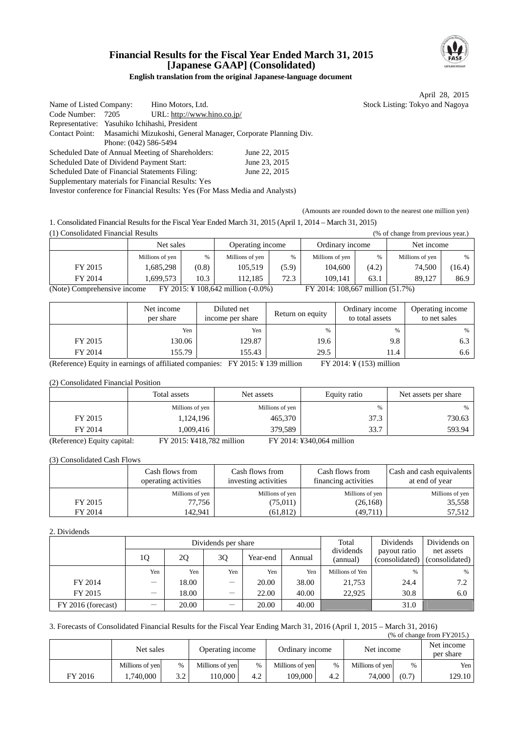# Financial Results for the Fiscal Year Ended March 31, 2015
# [Japanese GAAP] (Consolidated)

**English translation from the original Japanese-language document**

April 28, 2015

Name of Listed Company: Hino Motors, Ltd. Stock Listing: Tokyo and Nagoya
Code Number: 7205 URL: http://www.hino.co.jp/
Representative: Yasuhiko Ichihashi, President
Contact Point: Masamichi Mizukoshi, General Manager, Corporate Planning Div.
Phone: (042) 586-5494
Scheduled Date of Annual Meeting of Shareholders: June 22, 2015
Scheduled Date of Dividend Payment Start: June 23, 2015
Scheduled Date of Financial Statements Filing: June 22, 2015
Supplementary materials for Financial Results: Yes
Investor conference for Financial Results: Yes (For Mass Media and Analysts)

(Amounts are rounded down to the nearest one million yen)

1. Consolidated Financial Results for the Fiscal Year Ended March 31, 2015 (April 1, 2014 – March 31, 2015)

(1) Consolidated Financial Results (% of change from previous year.)

| | Net sales | | Operating income | | Ordinary income | | Net income | |
|---|---|---|---|---|---|---|---|---|
| | Millions of yen | % | Millions of yen | % | Millions of yen | % | Millions of yen | % |
| FY 2015 | 1,685,298 | (0.8) | 105,519 | (5.9) | 104,600 | (4.2) | 74,500 | (16.4) |
| FY 2014 | 1,699,573 | 10.3 | 112,185 | 72.3 | 109,141 | 63.1 | 89,127 | 86.9 |

(Note) Comprehensive income FY 2015: ¥ 108,642 million (-0.0%) FY 2014: 108,667 million (51.7%)

| | Net income per share | Diluted net income per share | Return on equity | Ordinary income to total assets | Operating income to net sales |
|---|---|---|---|---|---|
| | Yen | Yen | % | % | % |
| FY 2015 | 130.06 | 129.87 | 19.6 | 9.8 | 6.3 |
| FY 2014 | 155.79 | 155.43 | 29.5 | 11.4 | 6.6 |

(Reference) Equity in earnings of affiliated companies: FY 2015: ¥ 139 million FY 2014: ¥ (153) million

(2) Consolidated Financial Position

| | Total assets | Net assets | Equity ratio | Net assets per share |
|---|---|---|---|---|
| | Millions of yen | Millions of yen | % | % |
| FY 2015 | 1,124,196 | 465,370 | 37.3 | 730.63 |
| FY 2014 | 1,009,416 | 379,589 | 33.7 | 593.94 |

(Reference) Equity capital: FY 2015: ¥418,782 million FY 2014: ¥340,064 million

(3) Consolidated Cash Flows

| | Cash flows from operating activities | Cash flows from investing activities | Cash flows from financing activities | Cash and cash equivalents at end of year |
|---|---|---|---|---|
| | Millions of yen | Millions of yen | Millions of yen | Millions of yen |
| FY 2015 | 77,756 | (75,011) | (26,168) | 35,558 |
| FY 2014 | 142,941 | (61,812) | (49,711) | 57,512 |

2. Dividends

| | Dividends per share | | | | | Total dividends (annual) | Dividends payout ratio (consolidated) | Dividends on net assets (consolidated) |
|---|---|---|---|---|---|---|---|---|
| | 1Q | 2Q | 3Q | Year-end | Annual | | | |
| | Yen | Yen | Yen | Yen | Yen | Millions of Yen | % | % |
| FY 2014 | ― | 18.00 | ― | 20.00 | 38.00 | 21,753 | 24.4 | 7.2 |
| FY 2015 | ― | 18.00 | ― | 22.00 | 40.00 | 22,925 | 30.8 | 6.0 |
| FY 2016 (forecast) | ― | 20.00 | ― | 20.00 | 40.00 | | 31.0 | |

3. Forecasts of Consolidated Financial Results for the Fiscal Year Ending March 31, 2016 (April 1, 2015 – March 31, 2016)

(% of change from FY2015.)

| | Net sales | | Operating income | | Ordinary income | | Net income | | Net income per share |
|---|---|---|---|---|---|---|---|---|---|
| | Millions of yen | % | Millions of yen | % | Millions of yen | % | Millions of yen | % | Yen |
| FY 2016 | 1,740,000 | 3.2 | 110,000 | 4.2 | 109,000 | 4.2 | 74,000 | (0.7) | 129.10 |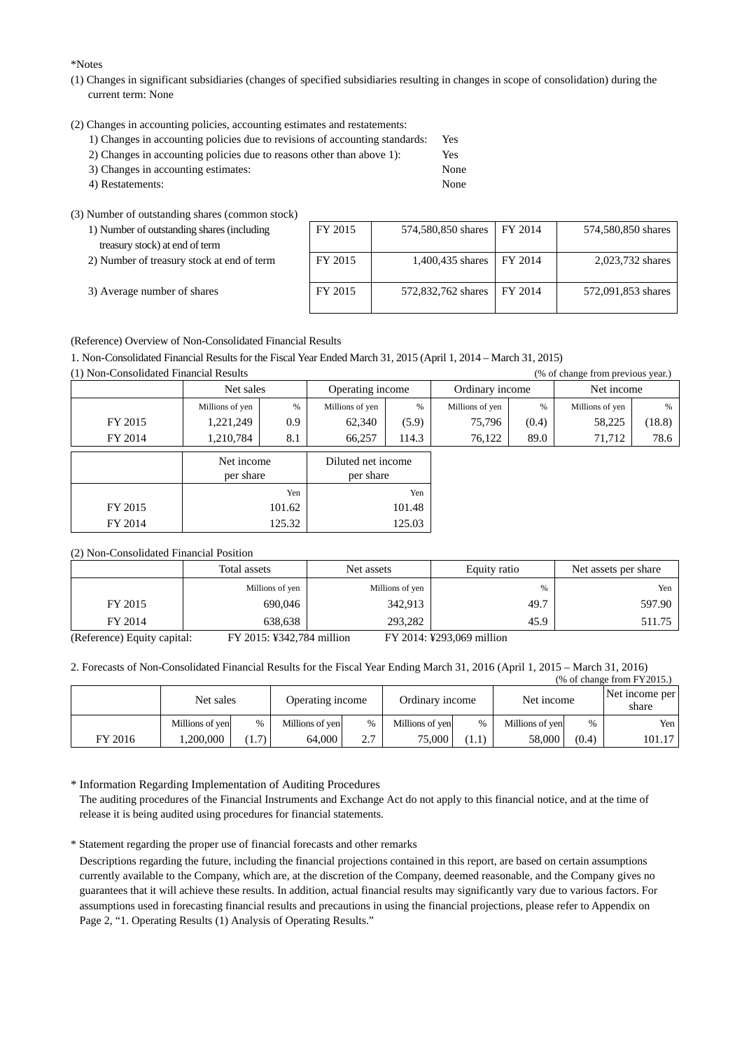*Notes

(1) Changes in significant subsidiaries (changes of specified subsidiaries resulting in changes in scope of consolidation) during the current term: None

(2) Changes in accounting policies, accounting estimates and restatements:

1) Changes in accounting policies due to revisions of accounting standards: Yes
2) Changes in accounting policies due to reasons other than above 1): Yes
3) Changes in accounting estimates: None
4) Restatements: None

(3) Number of outstanding shares (common stock)

| | | | | |
|---|---|---|---|---|
| 1) Number of outstanding shares (including treasury stock) at end of term | FY 2015 | 574,580,850 shares | FY 2014 | 574,580,850 shares |
| 2) Number of treasury stock at end of term | FY 2015 | 1,400,435 shares | FY 2014 | 2,023,732 shares |
| 3) Average number of shares | FY 2015 | 572,832,762 shares | FY 2014 | 572,091,853 shares |

(Reference) Overview of Non-Consolidated Financial Results

1. Non-Consolidated Financial Results for the Fiscal Year Ended March 31, 2015 (April 1, 2014 – March 31, 2015)

(1) Non-Consolidated Financial Results (% of change from previous year.)

| | Net sales | | Operating income | | Ordinary income | | Net income | |
|---|---|---|---|---|---|---|---|---|
| | Millions of yen | % | Millions of yen | % | Millions of yen | % | Millions of yen | % |
| FY 2015 | 1,221,249 | 0.9 | 62,340 | (5.9) | 75,796 | (0.4) | 58,225 | (18.8) |
| FY 2014 | 1,210,784 | 8.1 | 66,257 | 114.3 | 76,122 | 89.0 | 71,712 | 78.6 |

| | Net income per share | Diluted net income per share |
|---|---|---|
| | Yen | Yen |
| FY 2015 | 101.62 | 101.48 |
| FY 2014 | 125.32 | 125.03 |

(2) Non-Consolidated Financial Position

| | Total assets | Net assets | Equity ratio | Net assets per share |
|---|---|---|---|---|
| | Millions of yen | Millions of yen | % | Yen |
| FY 2015 | 690,046 | 342,913 | 49.7 | 597.90 |
| FY 2014 | 638,638 | 293,282 | 45.9 | 511.75 |

(Reference) Equity capital: FY 2015: ¥342,784 million FY 2014: ¥293,069 million

2. Forecasts of Non-Consolidated Financial Results for the Fiscal Year Ending March 31, 2016 (April 1, 2015 – March 31, 2016)

(% of change from FY2015.)

| | Net sales | | Operating income | | Ordinary income | | Net income | | Net income per share |
|---|---|---|---|---|---|---|---|---|---|
| | Millions of yen | % | Millions of yen | % | Millions of yen | % | Millions of yen | % | Yen |
| FY 2016 | 1,200,000 | (1.7) | 64,000 | 2.7 | 75,000 | (1.1) | 58,000 | (0.4) | 101.17 |

\* Information Regarding Implementation of Auditing Procedures

The auditing procedures of the Financial Instruments and Exchange Act do not apply to this financial notice, and at the time of release it is being audited using procedures for financial statements.

\* Statement regarding the proper use of financial forecasts and other remarks

Descriptions regarding the future, including the financial projections contained in this report, are based on certain assumptions currently available to the Company, which are, at the discretion of the Company, deemed reasonable, and the Company gives no guarantees that it will achieve these results. In addition, actual financial results may significantly vary due to various factors. For assumptions used in forecasting financial results and precautions in using the financial projections, please refer to Appendix on Page 2, "1. Operating Results (1) Analysis of Operating Results."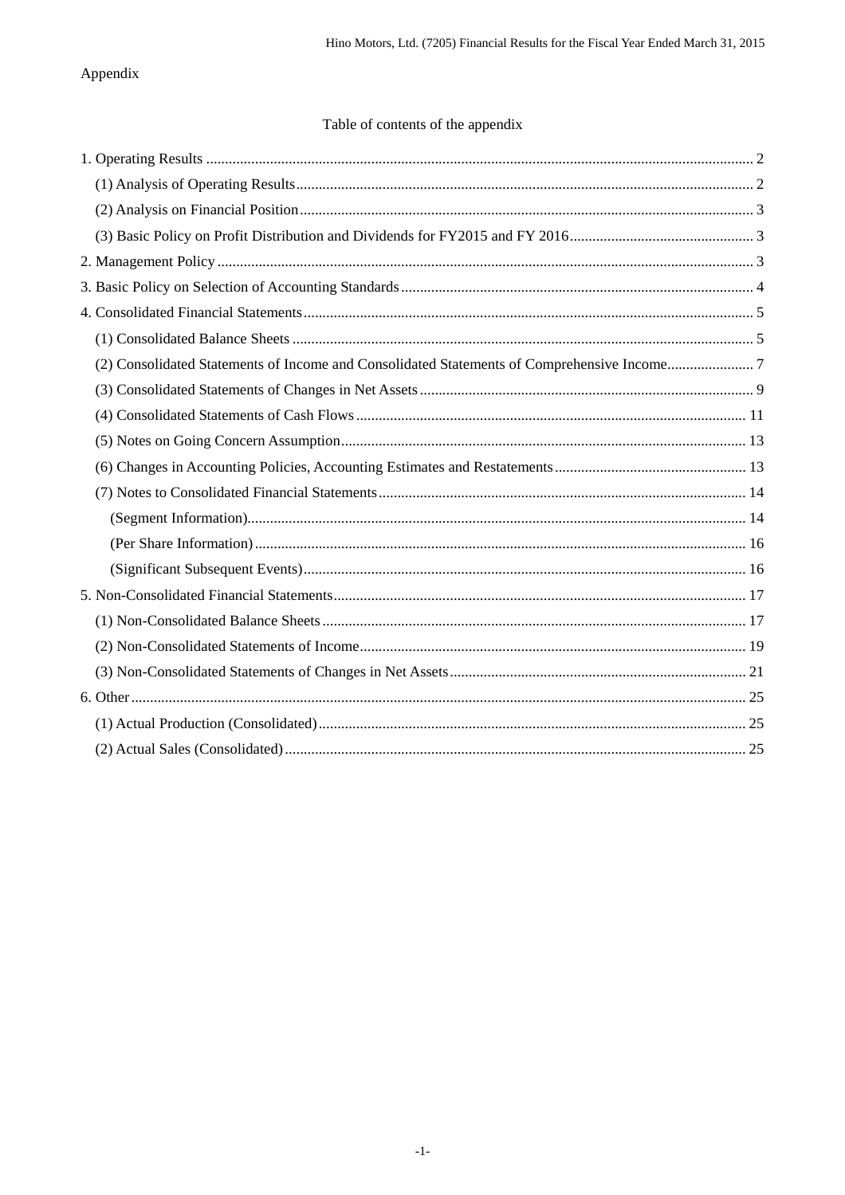Appendix

Table of contents of the appendix

1. Operating Results ..... 2
   - (1) Analysis of Operating Results ..... 2
   - (2) Analysis on Financial Position ..... 3
   - (3) Basic Policy on Profit Distribution and Dividends for FY2015 and FY 2016 ..... 3
2. Management Policy ..... 3
3. Basic Policy on Selection of Accounting Standards ..... 4
4. Consolidated Financial Statements ..... 5
   - (1) Consolidated Balance Sheets ..... 5
   - (2) Consolidated Statements of Income and Consolidated Statements of Comprehensive Income ..... 7
   - (3) Consolidated Statements of Changes in Net Assets ..... 9
   - (4) Consolidated Statements of Cash Flows ..... 11
   - (5) Notes on Going Concern Assumption ..... 13
   - (6) Changes in Accounting Policies, Accounting Estimates and Restatements ..... 13
   - (7) Notes to Consolidated Financial Statements ..... 14
     - (Segment Information) ..... 14
     - (Per Share Information) ..... 16
     - (Significant Subsequent Events) ..... 16
5. Non-Consolidated Financial Statements ..... 17
   - (1) Non-Consolidated Balance Sheets ..... 17
   - (2) Non-Consolidated Statements of Income ..... 19
   - (3) Non-Consolidated Statements of Changes in Net Assets ..... 21
6. Other ..... 25
   - (1) Actual Production (Consolidated) ..... 25
   - (2) Actual Sales (Consolidated) ..... 25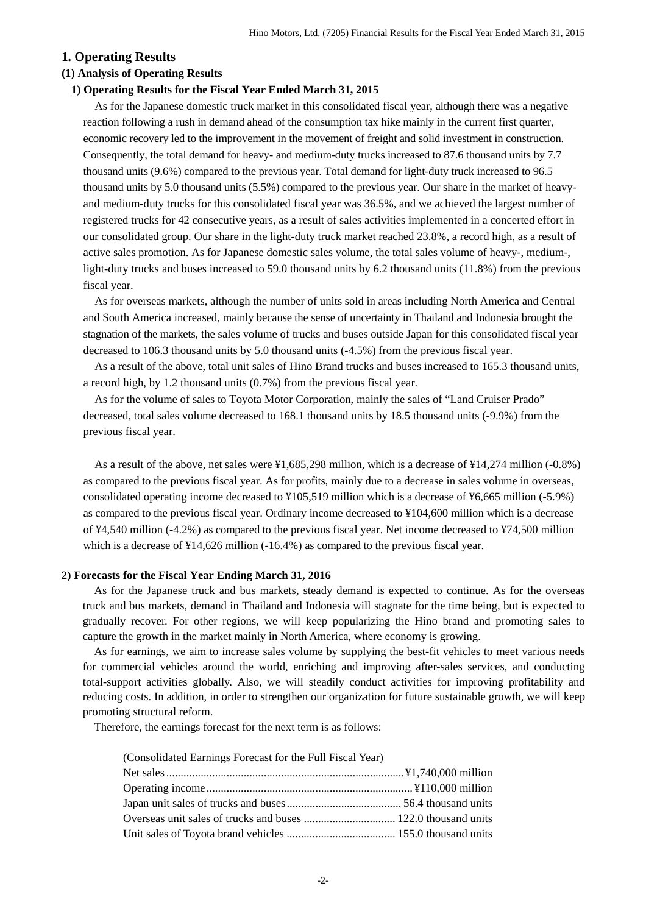## 1. Operating Results

### (1) Analysis of Operating Results

#### 1) Operating Results for the Fiscal Year Ended March 31, 2015

As for the Japanese domestic truck market in this consolidated fiscal year, although there was a negative reaction following a rush in demand ahead of the consumption tax hike mainly in the current first quarter, economic recovery led to the improvement in the movement of freight and solid investment in construction. Consequently, the total demand for heavy- and medium-duty trucks increased to 87.6 thousand units by 7.7 thousand units (9.6%) compared to the previous year. Total demand for light-duty truck increased to 96.5 thousand units by 5.0 thousand units (5.5%) compared to the previous year. Our share in the market of heavy- and medium-duty trucks for this consolidated fiscal year was 36.5%, and we achieved the largest number of registered trucks for 42 consecutive years, as a result of sales activities implemented in a concerted effort in our consolidated group. Our share in the light-duty truck market reached 23.8%, a record high, as a result of active sales promotion. As for Japanese domestic sales volume, the total sales volume of heavy-, medium-, light-duty trucks and buses increased to 59.0 thousand units by 6.2 thousand units (11.8%) from the previous fiscal year.

As for overseas markets, although the number of units sold in areas including North America and Central and South America increased, mainly because the sense of uncertainty in Thailand and Indonesia brought the stagnation of the markets, the sales volume of trucks and buses outside Japan for this consolidated fiscal year decreased to 106.3 thousand units by 5.0 thousand units (-4.5%) from the previous fiscal year.

As a result of the above, total unit sales of Hino Brand trucks and buses increased to 165.3 thousand units, a record high, by 1.2 thousand units (0.7%) from the previous fiscal year.

As for the volume of sales to Toyota Motor Corporation, mainly the sales of "Land Cruiser Prado" decreased, total sales volume decreased to 168.1 thousand units by 18.5 thousand units (-9.9%) from the previous fiscal year.

As a result of the above, net sales were ¥1,685,298 million, which is a decrease of ¥14,274 million (-0.8%) as compared to the previous fiscal year. As for profits, mainly due to a decrease in sales volume in overseas, consolidated operating income decreased to ¥105,519 million which is a decrease of ¥6,665 million (-5.9%) as compared to the previous fiscal year. Ordinary income decreased to ¥104,600 million which is a decrease of ¥4,540 million (-4.2%) as compared to the previous fiscal year. Net income decreased to ¥74,500 million which is a decrease of ¥14,626 million (-16.4%) as compared to the previous fiscal year.

#### 2) Forecasts for the Fiscal Year Ending March 31, 2016

As for the Japanese truck and bus markets, steady demand is expected to continue. As for the overseas truck and bus markets, demand in Thailand and Indonesia will stagnate for the time being, but is expected to gradually recover. For other regions, we will keep popularizing the Hino brand and promoting sales to capture the growth in the market mainly in North America, where economy is growing.

As for earnings, we aim to increase sales volume by supplying the best-fit vehicles to meet various needs for commercial vehicles around the world, enriching and improving after-sales services, and conducting total-support activities globally. Also, we will steadily conduct activities for improving profitability and reducing costs. In addition, in order to strengthen our organization for future sustainable growth, we will keep promoting structural reform.

Therefore, the earnings forecast for the next term is as follows:

(Consolidated Earnings Forecast for the Full Fiscal Year)

| | |
|---|---|
| Net sales | ¥1,740,000 million |
| Operating income | ¥110,000 million |
| Japan unit sales of trucks and buses | 56.4 thousand units |
| Overseas unit sales of trucks and buses | 122.0 thousand units |
| Unit sales of Toyota brand vehicles | 155.0 thousand units |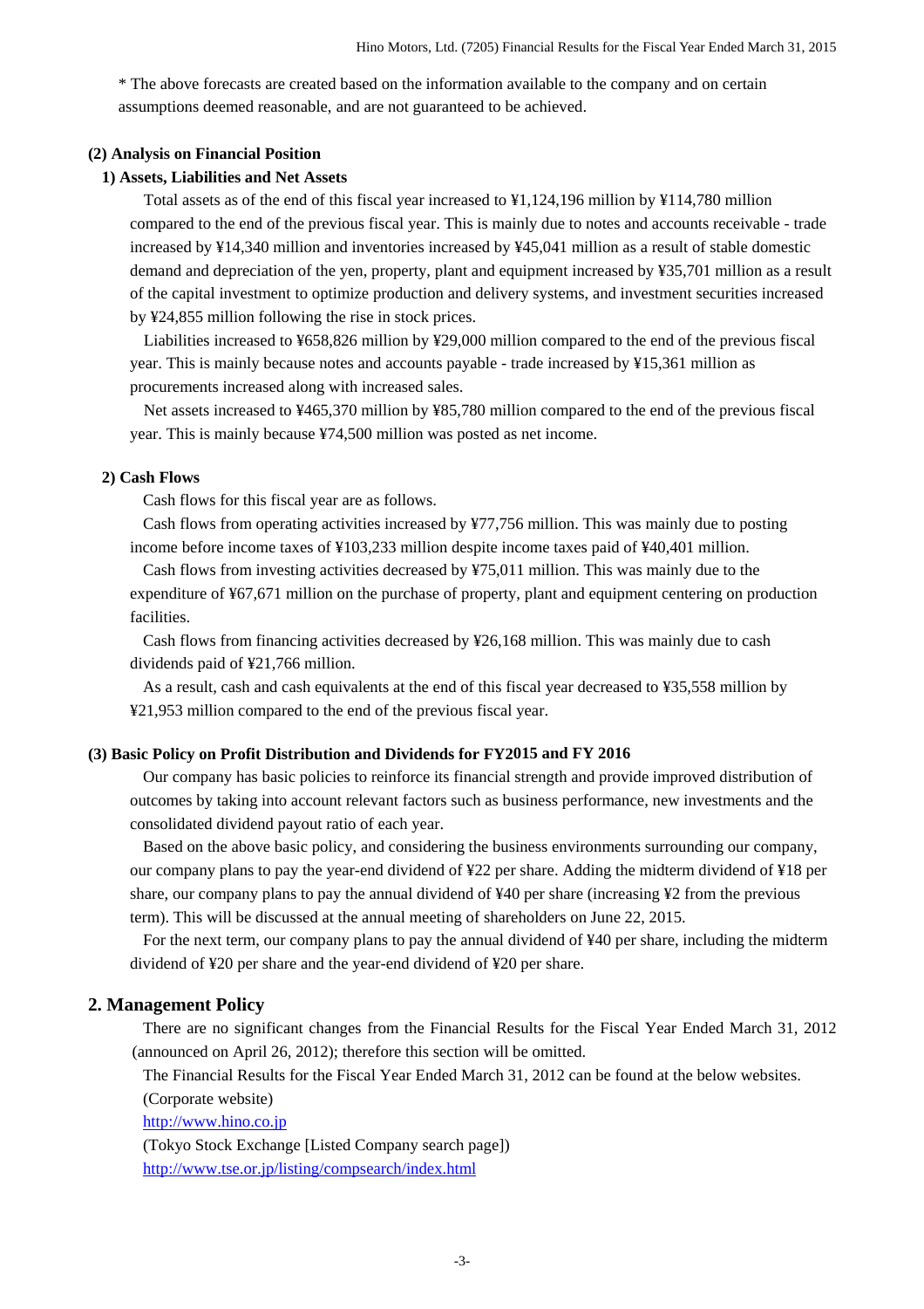\* The above forecasts are created based on the information available to the company and on certain assumptions deemed reasonable, and are not guaranteed to be achieved.

### (2) Analysis on Financial Position

#### 1) Assets, Liabilities and Net Assets

Total assets as of the end of this fiscal year increased to ¥1,124,196 million by ¥114,780 million compared to the end of the previous fiscal year. This is mainly due to notes and accounts receivable - trade increased by ¥14,340 million and inventories increased by ¥45,041 million as a result of stable domestic demand and depreciation of the yen, property, plant and equipment increased by ¥35,701 million as a result of the capital investment to optimize production and delivery systems, and investment securities increased by ¥24,855 million following the rise in stock prices.

Liabilities increased to ¥658,826 million by ¥29,000 million compared to the end of the previous fiscal year. This is mainly because notes and accounts payable - trade increased by ¥15,361 million as procurements increased along with increased sales.

Net assets increased to ¥465,370 million by ¥85,780 million compared to the end of the previous fiscal year. This is mainly because ¥74,500 million was posted as net income.

#### 2) Cash Flows

Cash flows for this fiscal year are as follows.

Cash flows from operating activities increased by ¥77,756 million. This was mainly due to posting income before income taxes of ¥103,233 million despite income taxes paid of ¥40,401 million.

Cash flows from investing activities decreased by ¥75,011 million. This was mainly due to the expenditure of ¥67,671 million on the purchase of property, plant and equipment centering on production facilities.

Cash flows from financing activities decreased by ¥26,168 million. This was mainly due to cash dividends paid of ¥21,766 million.

As a result, cash and cash equivalents at the end of this fiscal year decreased to ¥35,558 million by ¥21,953 million compared to the end of the previous fiscal year.

### (3) Basic Policy on Profit Distribution and Dividends for FY2015 and FY 2016

Our company has basic policies to reinforce its financial strength and provide improved distribution of outcomes by taking into account relevant factors such as business performance, new investments and the consolidated dividend payout ratio of each year.

Based on the above basic policy, and considering the business environments surrounding our company, our company plans to pay the year-end dividend of ¥22 per share. Adding the midterm dividend of ¥18 per share, our company plans to pay the annual dividend of ¥40 per share (increasing ¥2 from the previous term). This will be discussed at the annual meeting of shareholders on June 22, 2015.

For the next term, our company plans to pay the annual dividend of ¥40 per share, including the midterm dividend of ¥20 per share and the year-end dividend of ¥20 per share.

## 2. Management Policy

There are no significant changes from the Financial Results for the Fiscal Year Ended March 31, 2012 (announced on April 26, 2012); therefore this section will be omitted.

The Financial Results for the Fiscal Year Ended March 31, 2012 can be found at the below websites.

(Corporate website)

http://www.hino.co.jp

(Tokyo Stock Exchange [Listed Company search page])

http://www.tse.or.jp/listing/compsearch/index.html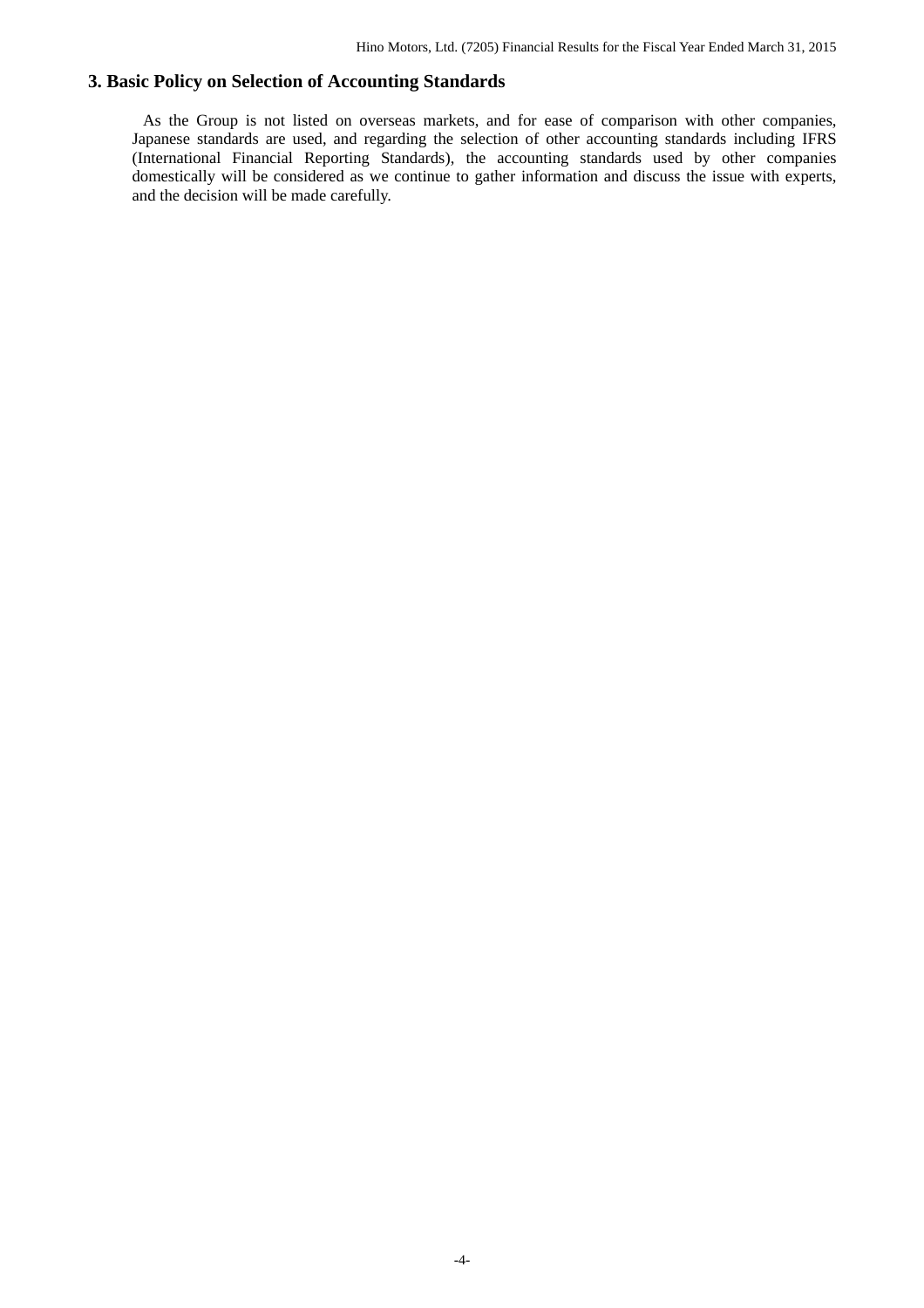## 3. Basic Policy on Selection of Accounting Standards

As the Group is not listed on overseas markets, and for ease of comparison with other companies, Japanese standards are used, and regarding the selection of other accounting standards including IFRS (International Financial Reporting Standards), the accounting standards used by other companies domestically will be considered as we continue to gather information and discuss the issue with experts, and the decision will be made carefully.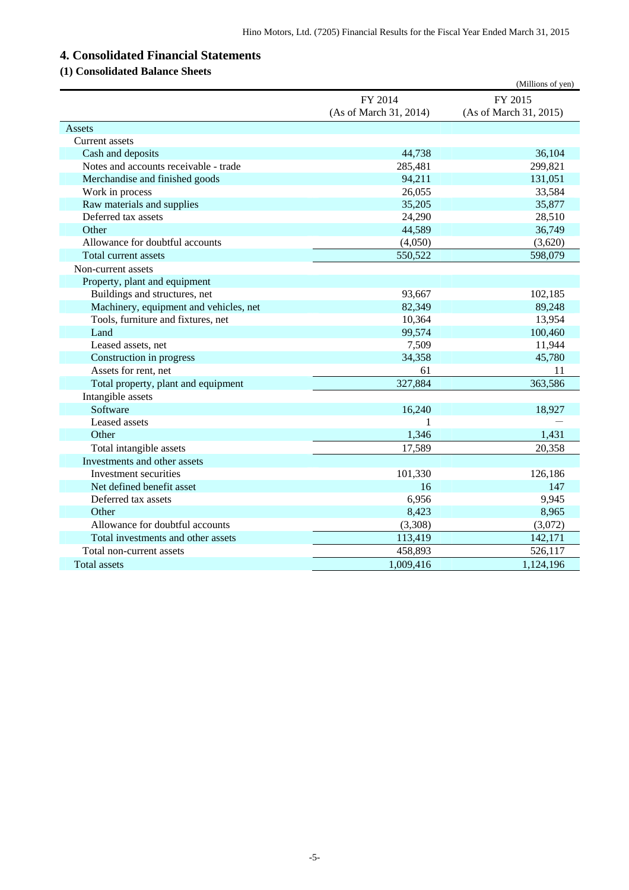## 4. Consolidated Financial Statements

### (1) Consolidated Balance Sheets

(Millions of yen)

| | FY 2014 (As of March 31, 2014) | FY 2015 (As of March 31, 2015) |
|---|---|---|
| Assets | | |
| Current assets | | |
| Cash and deposits | 44,738 | 36,104 |
| Notes and accounts receivable - trade | 285,481 | 299,821 |
| Merchandise and finished goods | 94,211 | 131,051 |
| Work in process | 26,055 | 33,584 |
| Raw materials and supplies | 35,205 | 35,877 |
| Deferred tax assets | 24,290 | 28,510 |
| Other | 44,589 | 36,749 |
| Allowance for doubtful accounts | (4,050) | (3,620) |
| Total current assets | 550,522 | 598,079 |
| Non-current assets | | |
| Property, plant and equipment | | |
| Buildings and structures, net | 93,667 | 102,185 |
| Machinery, equipment and vehicles, net | 82,349 | 89,248 |
| Tools, furniture and fixtures, net | 10,364 | 13,954 |
| Land | 99,574 | 100,460 |
| Leased assets, net | 7,509 | 11,944 |
| Construction in progress | 34,358 | 45,780 |
| Assets for rent, net | 61 | 11 |
| Total property, plant and equipment | 327,884 | 363,586 |
| Intangible assets | | |
| Software | 16,240 | 18,927 |
| Leased assets | 1 | — |
| Other | 1,346 | 1,431 |
| Total intangible assets | 17,589 | 20,358 |
| Investments and other assets | | |
| Investment securities | 101,330 | 126,186 |
| Net defined benefit asset | 16 | 147 |
| Deferred tax assets | 6,956 | 9,945 |
| Other | 8,423 | 8,965 |
| Allowance for doubtful accounts | (3,308) | (3,072) |
| Total investments and other assets | 113,419 | 142,171 |
| Total non-current assets | 458,893 | 526,117 |
| Total assets | 1,009,416 | 1,124,196 |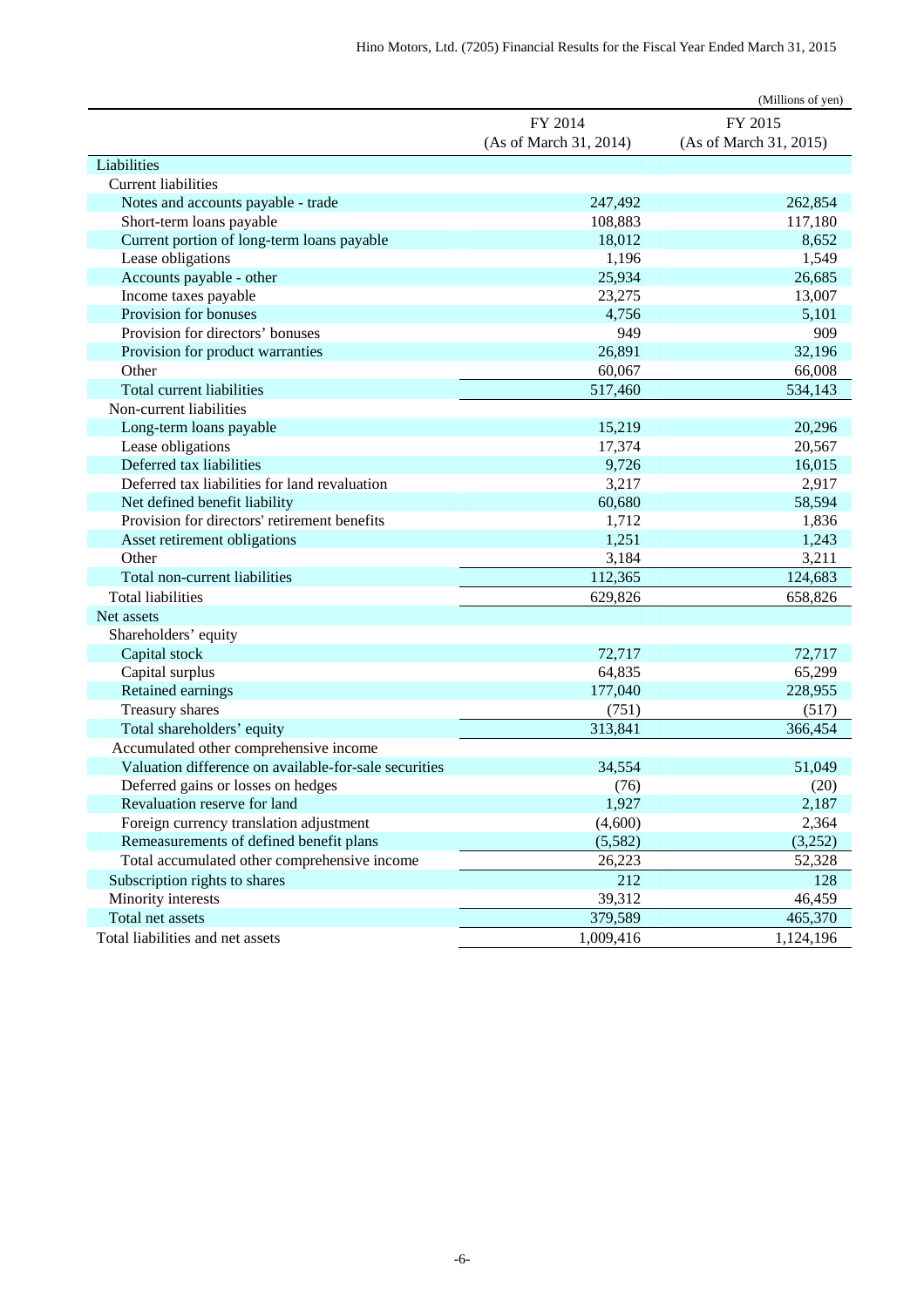(Millions of yen)

| | FY 2014 (As of March 31, 2014) | FY 2015 (As of March 31, 2015) |
|---|---|---|
| Liabilities | | |
| Current liabilities | | |
| Notes and accounts payable - trade | 247,492 | 262,854 |
| Short-term loans payable | 108,883 | 117,180 |
| Current portion of long-term loans payable | 18,012 | 8,652 |
| Lease obligations | 1,196 | 1,549 |
| Accounts payable - other | 25,934 | 26,685 |
| Income taxes payable | 23,275 | 13,007 |
| Provision for bonuses | 4,756 | 5,101 |
| Provision for directors' bonuses | 949 | 909 |
| Provision for product warranties | 26,891 | 32,196 |
| Other | 60,067 | 66,008 |
| Total current liabilities | 517,460 | 534,143 |
| Non-current liabilities | | |
| Long-term loans payable | 15,219 | 20,296 |
| Lease obligations | 17,374 | 20,567 |
| Deferred tax liabilities | 9,726 | 16,015 |
| Deferred tax liabilities for land revaluation | 3,217 | 2,917 |
| Net defined benefit liability | 60,680 | 58,594 |
| Provision for directors' retirement benefits | 1,712 | 1,836 |
| Asset retirement obligations | 1,251 | 1,243 |
| Other | 3,184 | 3,211 |
| Total non-current liabilities | 112,365 | 124,683 |
| Total liabilities | 629,826 | 658,826 |
| Net assets | | |
| Shareholders' equity | | |
| Capital stock | 72,717 | 72,717 |
| Capital surplus | 64,835 | 65,299 |
| Retained earnings | 177,040 | 228,955 |
| Treasury shares | (751) | (517) |
| Total shareholders' equity | 313,841 | 366,454 |
| Accumulated other comprehensive income | | |
| Valuation difference on available-for-sale securities | 34,554 | 51,049 |
| Deferred gains or losses on hedges | (76) | (20) |
| Revaluation reserve for land | 1,927 | 2,187 |
| Foreign currency translation adjustment | (4,600) | 2,364 |
| Remeasurements of defined benefit plans | (5,582) | (3,252) |
| Total accumulated other comprehensive income | 26,223 | 52,328 |
| Subscription rights to shares | 212 | 128 |
| Minority interests | 39,312 | 46,459 |
| Total net assets | 379,589 | 465,370 |
| Total liabilities and net assets | 1,009,416 | 1,124,196 |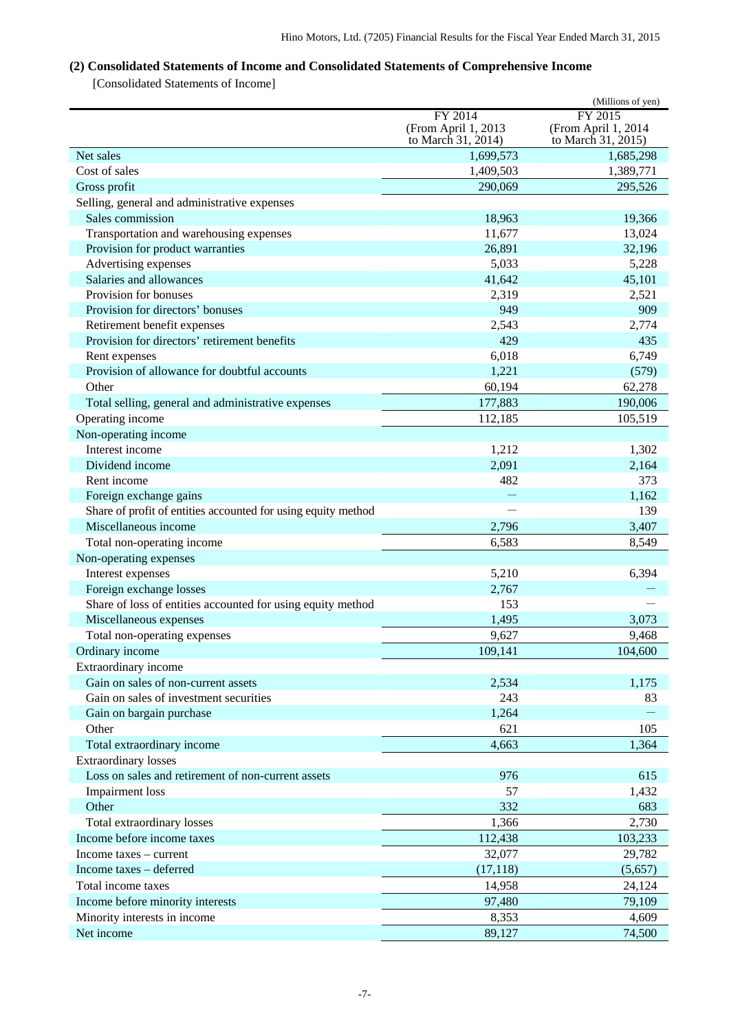## (2) Consolidated Statements of Income and Consolidated Statements of Comprehensive Income

[Consolidated Statements of Income]

(Millions of yen)

| | FY 2014 (From April 1, 2013 to March 31, 2014) | FY 2015 (From April 1, 2014 to March 31, 2015) |
|---|---|---|
| Net sales | 1,699,573 | 1,685,298 |
| Cost of sales | 1,409,503 | 1,389,771 |
| Gross profit | 290,069 | 295,526 |
| Selling, general and administrative expenses | | |
| Sales commission | 18,963 | 19,366 |
| Transportation and warehousing expenses | 11,677 | 13,024 |
| Provision for product warranties | 26,891 | 32,196 |
| Advertising expenses | 5,033 | 5,228 |
| Salaries and allowances | 41,642 | 45,101 |
| Provision for bonuses | 2,319 | 2,521 |
| Provision for directors' bonuses | 949 | 909 |
| Retirement benefit expenses | 2,543 | 2,774 |
| Provision for directors' retirement benefits | 429 | 435 |
| Rent expenses | 6,018 | 6,749 |
| Provision of allowance for doubtful accounts | 1,221 | (579) |
| Other | 60,194 | 62,278 |
| Total selling, general and administrative expenses | 177,883 | 190,006 |
| Operating income | 112,185 | 105,519 |
| Non-operating income | | |
| Interest income | 1,212 | 1,302 |
| Dividend income | 2,091 | 2,164 |
| Rent income | 482 | 373 |
| Foreign exchange gains | — | 1,162 |
| Share of profit of entities accounted for using equity method | — | 139 |
| Miscellaneous income | 2,796 | 3,407 |
| Total non-operating income | 6,583 | 8,549 |
| Non-operating expenses | | |
| Interest expenses | 5,210 | 6,394 |
| Foreign exchange losses | 2,767 | — |
| Share of loss of entities accounted for using equity method | 153 | — |
| Miscellaneous expenses | 1,495 | 3,073 |
| Total non-operating expenses | 9,627 | 9,468 |
| Ordinary income | 109,141 | 104,600 |
| Extraordinary income | | |
| Gain on sales of non-current assets | 2,534 | 1,175 |
| Gain on sales of investment securities | 243 | 83 |
| Gain on bargain purchase | 1,264 | — |
| Other | 621 | 105 |
| Total extraordinary income | 4,663 | 1,364 |
| Extraordinary losses | | |
| Loss on sales and retirement of non-current assets | 976 | 615 |
| Impairment loss | 57 | 1,432 |
| Other | 332 | 683 |
| Total extraordinary losses | 1,366 | 2,730 |
| Income before income taxes | 112,438 | 103,233 |
| Income taxes – current | 32,077 | 29,782 |
| Income taxes – deferred | (17,118) | (5,657) |
| Total income taxes | 14,958 | 24,124 |
| Income before minority interests | 97,480 | 79,109 |
| Minority interests in income | 8,353 | 4,609 |
| Net income | 89,127 | 74,500 |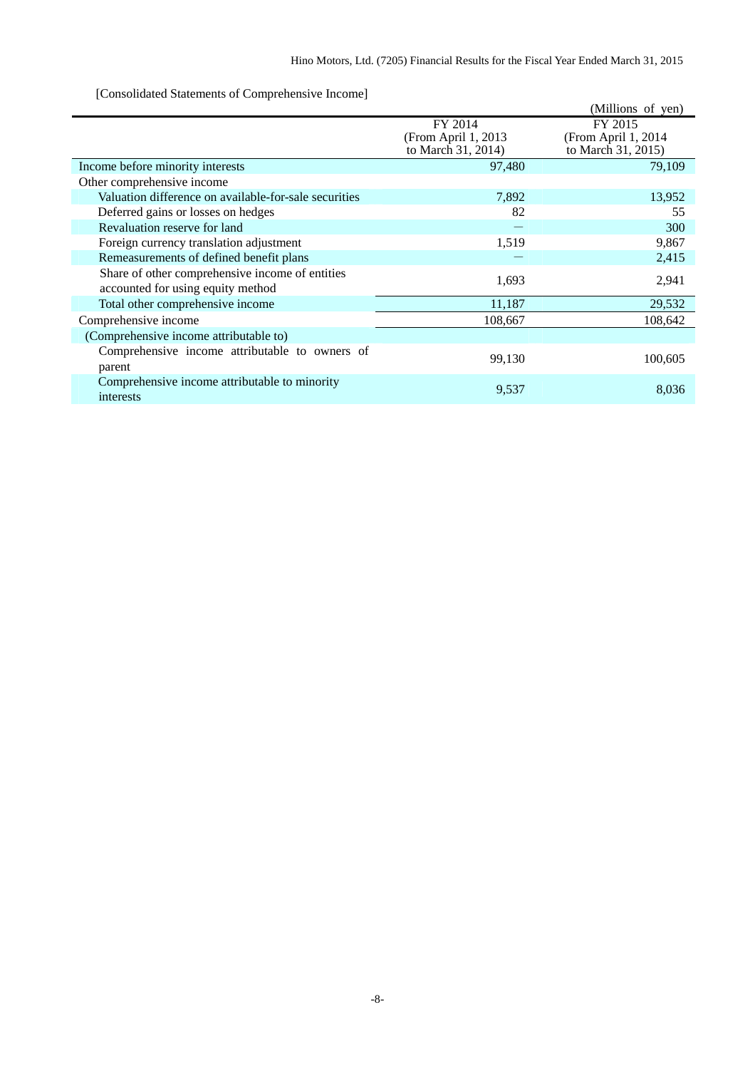[Consolidated Statements of Comprehensive Income]

(Millions of yen)

| | FY 2014 (From April 1, 2013 to March 31, 2014) | FY 2015 (From April 1, 2014 to March 31, 2015) |
|---|---|---|
| Income before minority interests | 97,480 | 79,109 |
| Other comprehensive income | | |
| Valuation difference on available-for-sale securities | 7,892 | 13,952 |
| Deferred gains or losses on hedges | 82 | 55 |
| Revaluation reserve for land | ― | 300 |
| Foreign currency translation adjustment | 1,519 | 9,867 |
| Remeasurements of defined benefit plans | ― | 2,415 |
| Share of other comprehensive income of entities accounted for using equity method | 1,693 | 2,941 |
| Total other comprehensive income | 11,187 | 29,532 |
| Comprehensive income | 108,667 | 108,642 |
| (Comprehensive income attributable to) | | |
| Comprehensive income attributable to owners of parent | 99,130 | 100,605 |
| Comprehensive income attributable to minority interests | 9,537 | 8,036 |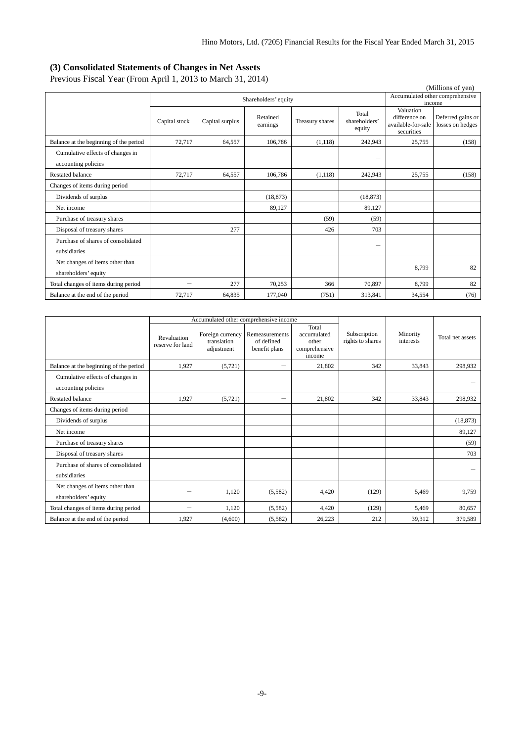### (3) Consolidated Statements of Changes in Net Assets

Previous Fiscal Year (From April 1, 2013 to March 31, 2014)

(Millions of yen)

| | Shareholders' equity | | | | | Accumulated other comprehensive income | |
|---|---|---|---|---|---|---|---|
| | Capital stock | Capital surplus | Retained earnings | Treasury shares | Total shareholders' equity | Valuation difference on available-for-sale securities | Deferred gains or losses on hedges |
| Balance at the beginning of the period | 72,717 | 64,557 | 106,786 | (1,118) | 242,943 | 25,755 | (158) |
| Cumulative effects of changes in accounting policies | | | | | – | | |
| Restated balance | 72,717 | 64,557 | 106,786 | (1,118) | 242,943 | 25,755 | (158) |
| Changes of items during period | | | | | | | |
| Dividends of surplus | | | (18,873) | | (18,873) | | |
| Net income | | | 89,127 | | 89,127 | | |
| Purchase of treasury shares | | | | (59) | (59) | | |
| Disposal of treasury shares | | 277 | | 426 | 703 | | |
| Purchase of shares of consolidated subsidiaries | | | | | – | | |
| Net changes of items other than shareholders' equity | | | | | | 8,799 | 82 |
| Total changes of items during period | – | 277 | 70,253 | 366 | 70,897 | 8,799 | 82 |
| Balance at the end of the period | 72,717 | 64,835 | 177,040 | (751) | 313,841 | 34,554 | (76) |

| | Accumulated other comprehensive income | | | | Subscription rights to shares | Minority interests | Total net assets |
|---|---|---|---|---|---|---|---|
| | Revaluation reserve for land | Foreign currency translation adjustment | Remeasurements of defined benefit plans | Total accumulated other comprehensive income | | | |
| Balance at the beginning of the period | 1,927 | (5,721) | – | 21,802 | 342 | 33,843 | 298,932 |
| Cumulative effects of changes in accounting policies | | | | | | | – |
| Restated balance | 1,927 | (5,721) | – | 21,802 | 342 | 33,843 | 298,932 |
| Changes of items during period | | | | | | | |
| Dividends of surplus | | | | | | | (18,873) |
| Net income | | | | | | | 89,127 |
| Purchase of treasury shares | | | | | | | (59) |
| Disposal of treasury shares | | | | | | | 703 |
| Purchase of shares of consolidated subsidiaries | | | | | | | – |
| Net changes of items other than shareholders' equity | – | 1,120 | (5,582) | 4,420 | (129) | 5,469 | 9,759 |
| Total changes of items during period | – | 1,120 | (5,582) | 4,420 | (129) | 5,469 | 80,657 |
| Balance at the end of the period | 1,927 | (4,600) | (5,582) | 26,223 | 212 | 39,312 | 379,589 |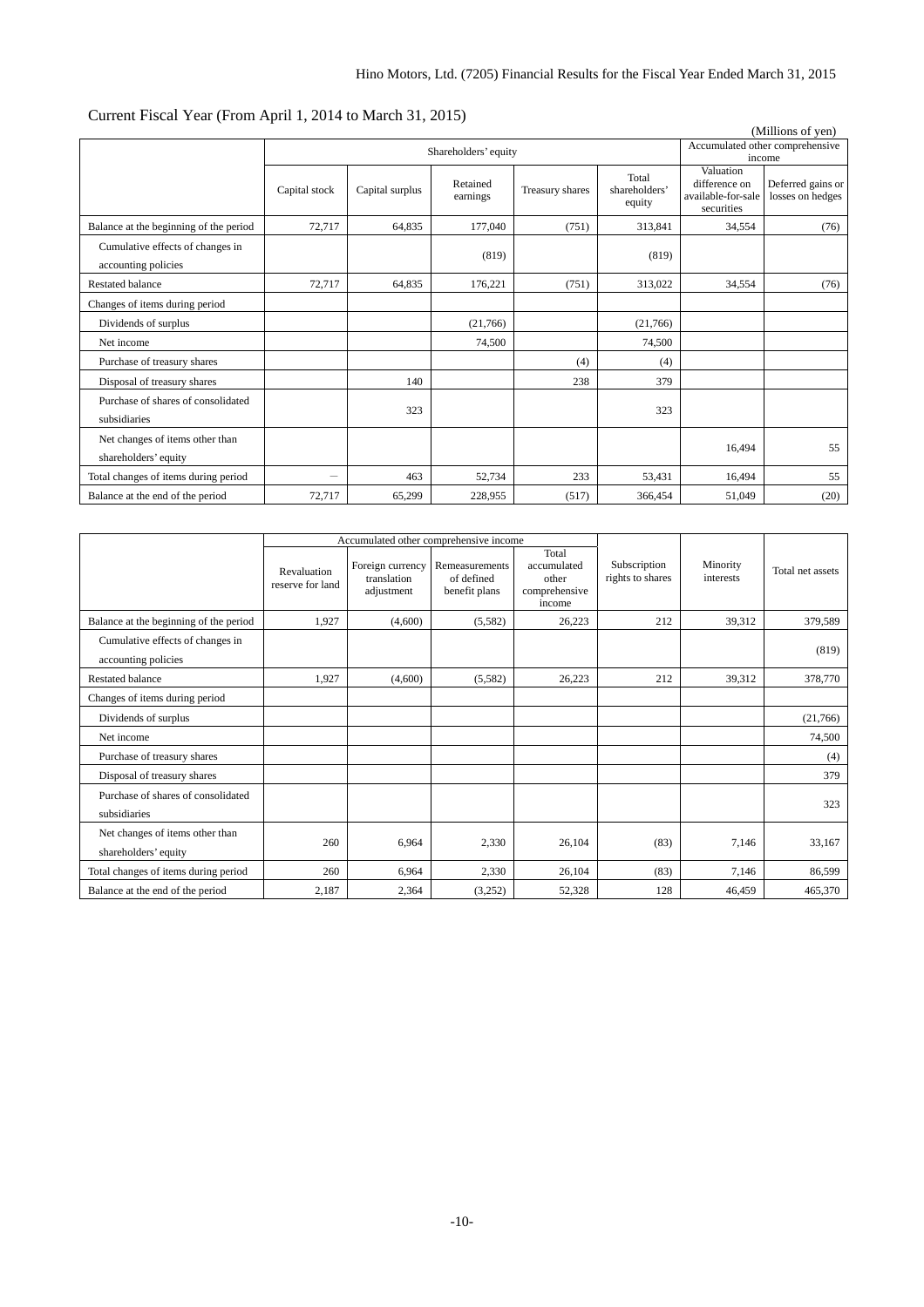Current Fiscal Year (From April 1, 2014 to March 31, 2015)

(Millions of yen)

| | Shareholders' equity | | | | | Accumulated other comprehensive income | |
|---|---|---|---|---|---|---|---|
| | Capital stock | Capital surplus | Retained earnings | Treasury shares | Total shareholders' equity | Valuation difference on available-for-sale securities | Deferred gains or losses on hedges |
| Balance at the beginning of the period | 72,717 | 64,835 | 177,040 | (751) | 313,841 | 34,554 | (76) |
| Cumulative effects of changes in accounting policies | | | (819) | | (819) | | |
| Restated balance | 72,717 | 64,835 | 176,221 | (751) | 313,022 | 34,554 | (76) |
| Changes of items during period | | | | | | | |
| Dividends of surplus | | | (21,766) | | (21,766) | | |
| Net income | | | 74,500 | | 74,500 | | |
| Purchase of treasury shares | | | | (4) | (4) | | |
| Disposal of treasury shares | | 140 | | 238 | 379 | | |
| Purchase of shares of consolidated subsidiaries | | 323 | | | 323 | | |
| Net changes of items other than shareholders' equity | | | | | | 16,494 | 55 |
| Total changes of items during period | — | 463 | 52,734 | 233 | 53,431 | 16,494 | 55 |
| Balance at the end of the period | 72,717 | 65,299 | 228,955 | (517) | 366,454 | 51,049 | (20) |

| | Accumulated other comprehensive income | | | | Subscription rights to shares | Minority interests | Total net assets |
|---|---|---|---|---|---|---|---|
| | Revaluation reserve for land | Foreign currency translation adjustment | Remeasurements of defined benefit plans | Total accumulated other comprehensive income | | | |
| Balance at the beginning of the period | 1,927 | (4,600) | (5,582) | 26,223 | 212 | 39,312 | 379,589 |
| Cumulative effects of changes in accounting policies | | | | | | | (819) |
| Restated balance | 1,927 | (4,600) | (5,582) | 26,223 | 212 | 39,312 | 378,770 |
| Changes of items during period | | | | | | | |
| Dividends of surplus | | | | | | | (21,766) |
| Net income | | | | | | | 74,500 |
| Purchase of treasury shares | | | | | | | (4) |
| Disposal of treasury shares | | | | | | | 379 |
| Purchase of shares of consolidated subsidiaries | | | | | | | 323 |
| Net changes of items other than shareholders' equity | 260 | 6,964 | 2,330 | 26,104 | (83) | 7,146 | 33,167 |
| Total changes of items during period | 260 | 6,964 | 2,330 | 26,104 | (83) | 7,146 | 86,599 |
| Balance at the end of the period | 2,187 | 2,364 | (3,252) | 52,328 | 128 | 46,459 | 465,370 |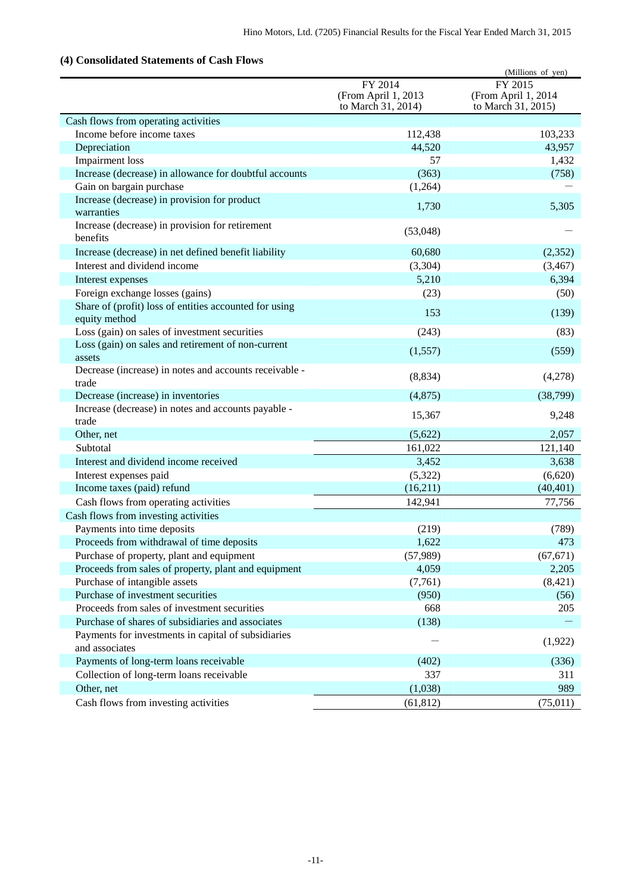### (4) Consolidated Statements of Cash Flows

(Millions of yen)

| | FY 2014 (From April 1, 2013 to March 31, 2014) | FY 2015 (From April 1, 2014 to March 31, 2015) |
|---|---|---|
| Cash flows from operating activities | | |
| Income before income taxes | 112,438 | 103,233 |
| Depreciation | 44,520 | 43,957 |
| Impairment loss | 57 | 1,432 |
| Increase (decrease) in allowance for doubtful accounts | (363) | (758) |
| Gain on bargain purchase | (1,264) | — |
| Increase (decrease) in provision for product warranties | 1,730 | 5,305 |
| Increase (decrease) in provision for retirement benefits | (53,048) | — |
| Increase (decrease) in net defined benefit liability | 60,680 | (2,352) |
| Interest and dividend income | (3,304) | (3,467) |
| Interest expenses | 5,210 | 6,394 |
| Foreign exchange losses (gains) | (23) | (50) |
| Share of (profit) loss of entities accounted for using equity method | 153 | (139) |
| Loss (gain) on sales of investment securities | (243) | (83) |
| Loss (gain) on sales and retirement of non-current assets | (1,557) | (559) |
| Decrease (increase) in notes and accounts receivable - trade | (8,834) | (4,278) |
| Decrease (increase) in inventories | (4,875) | (38,799) |
| Increase (decrease) in notes and accounts payable - trade | 15,367 | 9,248 |
| Other, net | (5,622) | 2,057 |
| Subtotal | 161,022 | 121,140 |
| Interest and dividend income received | 3,452 | 3,638 |
| Interest expenses paid | (5,322) | (6,620) |
| Income taxes (paid) refund | (16,211) | (40,401) |
| Cash flows from operating activities | 142,941 | 77,756 |
| Cash flows from investing activities | | |
| Payments into time deposits | (219) | (789) |
| Proceeds from withdrawal of time deposits | 1,622 | 473 |
| Purchase of property, plant and equipment | (57,989) | (67,671) |
| Proceeds from sales of property, plant and equipment | 4,059 | 2,205 |
| Purchase of intangible assets | (7,761) | (8,421) |
| Purchase of investment securities | (950) | (56) |
| Proceeds from sales of investment securities | 668 | 205 |
| Purchase of shares of subsidiaries and associates | (138) | — |
| Payments for investments in capital of subsidiaries and associates | — | (1,922) |
| Payments of long-term loans receivable | (402) | (336) |
| Collection of long-term loans receivable | 337 | 311 |
| Other, net | (1,038) | 989 |
| Cash flows from investing activities | (61,812) | (75,011) |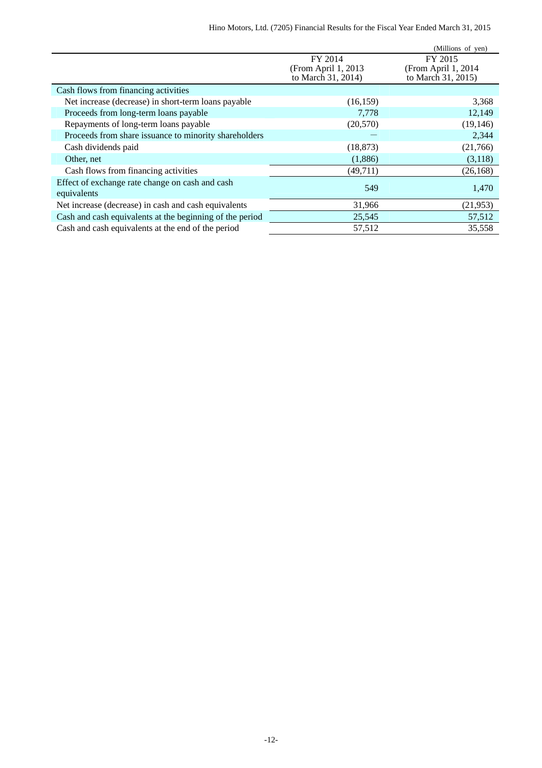(Millions of yen)

| | FY 2014 (From April 1, 2013 to March 31, 2014) | FY 2015 (From April 1, 2014 to March 31, 2015) |
|---|---|---|
| Cash flows from financing activities | | |
| Net increase (decrease) in short-term loans payable | (16,159) | 3,368 |
| Proceeds from long-term loans payable | 7,778 | 12,149 |
| Repayments of long-term loans payable | (20,570) | (19,146) |
| Proceeds from share issuance to minority shareholders | ― | 2,344 |
| Cash dividends paid | (18,873) | (21,766) |
| Other, net | (1,886) | (3,118) |
| Cash flows from financing activities | (49,711) | (26,168) |
| Effect of exchange rate change on cash and cash equivalents | 549 | 1,470 |
| Net increase (decrease) in cash and cash equivalents | 31,966 | (21,953) |
| Cash and cash equivalents at the beginning of the period | 25,545 | 57,512 |
| Cash and cash equivalents at the end of the period | 57,512 | 35,558 |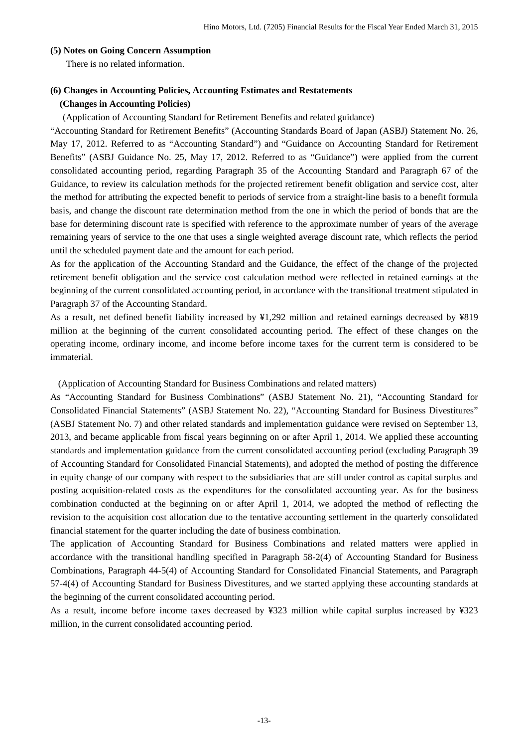### (5) Notes on Going Concern Assumption

There is no related information.

### (6) Changes in Accounting Policies, Accounting Estimates and Restatements

#### (Changes in Accounting Policies)

(Application of Accounting Standard for Retirement Benefits and related guidance)

"Accounting Standard for Retirement Benefits" (Accounting Standards Board of Japan (ASBJ) Statement No. 26, May 17, 2012. Referred to as "Accounting Standard") and "Guidance on Accounting Standard for Retirement Benefits" (ASBJ Guidance No. 25, May 17, 2012. Referred to as "Guidance") were applied from the current consolidated accounting period, regarding Paragraph 35 of the Accounting Standard and Paragraph 67 of the Guidance, to review its calculation methods for the projected retirement benefit obligation and service cost, alter the method for attributing the expected benefit to periods of service from a straight-line basis to a benefit formula basis, and change the discount rate determination method from the one in which the period of bonds that are the base for determining discount rate is specified with reference to the approximate number of years of the average remaining years of service to the one that uses a single weighted average discount rate, which reflects the period until the scheduled payment date and the amount for each period.

As for the application of the Accounting Standard and the Guidance, the effect of the change of the projected retirement benefit obligation and the service cost calculation method were reflected in retained earnings at the beginning of the current consolidated accounting period, in accordance with the transitional treatment stipulated in Paragraph 37 of the Accounting Standard.

As a result, net defined benefit liability increased by ¥1,292 million and retained earnings decreased by ¥819 million at the beginning of the current consolidated accounting period. The effect of these changes on the operating income, ordinary income, and income before income taxes for the current term is considered to be immaterial.

(Application of Accounting Standard for Business Combinations and related matters)

As "Accounting Standard for Business Combinations" (ASBJ Statement No. 21), "Accounting Standard for Consolidated Financial Statements" (ASBJ Statement No. 22), "Accounting Standard for Business Divestitures" (ASBJ Statement No. 7) and other related standards and implementation guidance were revised on September 13, 2013, and became applicable from fiscal years beginning on or after April 1, 2014. We applied these accounting standards and implementation guidance from the current consolidated accounting period (excluding Paragraph 39 of Accounting Standard for Consolidated Financial Statements), and adopted the method of posting the difference in equity change of our company with respect to the subsidiaries that are still under control as capital surplus and posting acquisition-related costs as the expenditures for the consolidated accounting year. As for the business combination conducted at the beginning on or after April 1, 2014, we adopted the method of reflecting the revision to the acquisition cost allocation due to the tentative accounting settlement in the quarterly consolidated financial statement for the quarter including the date of business combination.

The application of Accounting Standard for Business Combinations and related matters were applied in accordance with the transitional handling specified in Paragraph 58-2(4) of Accounting Standard for Business Combinations, Paragraph 44-5(4) of Accounting Standard for Consolidated Financial Statements, and Paragraph 57-4(4) of Accounting Standard for Business Divestitures, and we started applying these accounting standards at the beginning of the current consolidated accounting period.

As a result, income before income taxes decreased by ¥323 million while capital surplus increased by ¥323 million, in the current consolidated accounting period.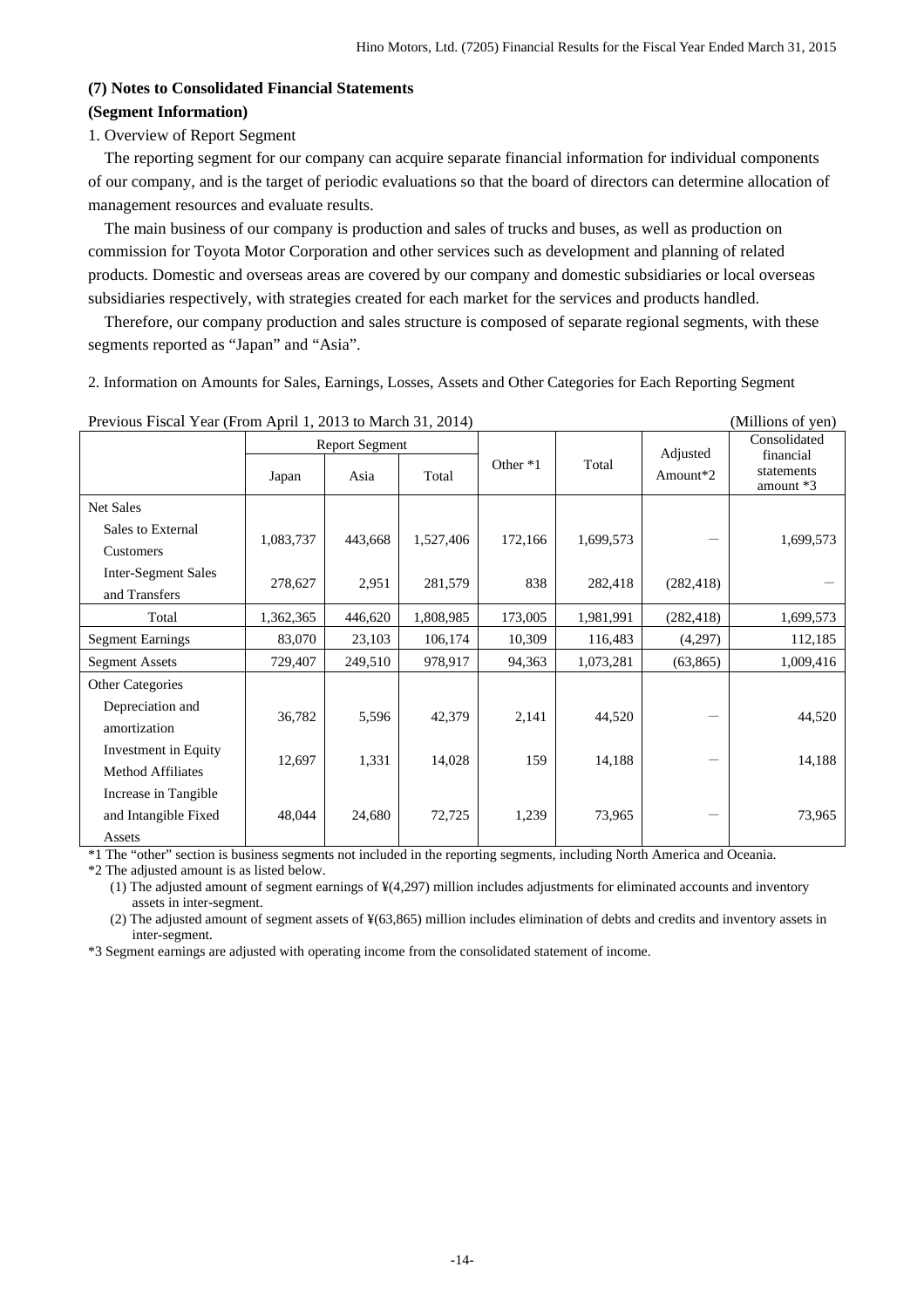**(7) Notes to Consolidated Financial Statements**

**(Segment Information)**

1. Overview of Report Segment

The reporting segment for our company can acquire separate financial information for individual components of our company, and is the target of periodic evaluations so that the board of directors can determine allocation of management resources and evaluate results.

The main business of our company is production and sales of trucks and buses, as well as production on commission for Toyota Motor Corporation and other services such as development and planning of related products. Domestic and overseas areas are covered by our company and domestic subsidiaries or local overseas subsidiaries respectively, with strategies created for each market for the services and products handled.

Therefore, our company production and sales structure is composed of separate regional segments, with these segments reported as “Japan” and “Asia”.

2. Information on Amounts for Sales, Earnings, Losses, Assets and Other Categories for Each Reporting Segment

Previous Fiscal Year (From April 1, 2013 to March 31, 2014) (Millions of yen)

| | Report Segment | | | Other *1 | Total | Adjusted Amount*2 | Consolidated financial statements amount *3 |
|---|---|---|---|---|---|---|---|
| | Japan | Asia | Total | | | | |
| Net Sales | | | | | | | |
| Sales to External Customers | 1,083,737 | 443,668 | 1,527,406 | 172,166 | 1,699,573 | — | 1,699,573 |
| Inter-Segment Sales and Transfers | 278,627 | 2,951 | 281,579 | 838 | 282,418 | (282,418) | — |
| Total | 1,362,365 | 446,620 | 1,808,985 | 173,005 | 1,981,991 | (282,418) | 1,699,573 |
| Segment Earnings | 83,070 | 23,103 | 106,174 | 10,309 | 116,483 | (4,297) | 112,185 |
| Segment Assets | 729,407 | 249,510 | 978,917 | 94,363 | 1,073,281 | (63,865) | 1,009,416 |
| Other Categories | | | | | | | |
| Depreciation and amortization | 36,782 | 5,596 | 42,379 | 2,141 | 44,520 | — | 44,520 |
| Investment in Equity Method Affiliates | 12,697 | 1,331 | 14,028 | 159 | 14,188 | — | 14,188 |
| Increase in Tangible and Intangible Fixed Assets | 48,044 | 24,680 | 72,725 | 1,239 | 73,965 | — | 73,965 |

*1 The “other” section is business segments not included in the reporting segments, including North America and Oceania.

*2 The adjusted amount is as listed below.

(1) The adjusted amount of segment earnings of ¥(4,297) million includes adjustments for eliminated accounts and inventory assets in inter-segment.

(2) The adjusted amount of segment assets of ¥(63,865) million includes elimination of debts and credits and inventory assets in inter-segment.

*3 Segment earnings are adjusted with operating income from the consolidated statement of income.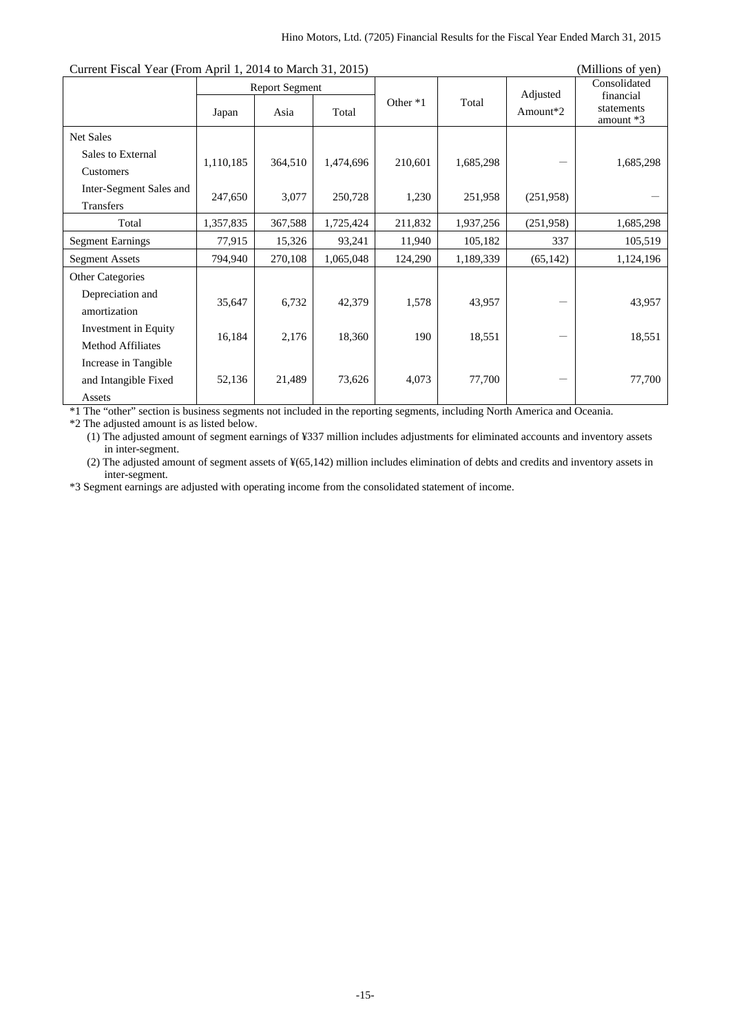Current Fiscal Year (From April 1, 2014 to March 31, 2015) (Millions of yen)

| | Report Segment | | | Other *1 | Total | Adjusted Amount*2 | Consolidated financial statements amount *3 |
|---|---|---|---|---|---|---|---|
| | Japan | Asia | Total | | | | |
| Net Sales | | | | | | | |
| Sales to External Customers | 1,110,185 | 364,510 | 1,474,696 | 210,601 | 1,685,298 | — | 1,685,298 |
| Inter-Segment Sales and Transfers | 247,650 | 3,077 | 250,728 | 1,230 | 251,958 | (251,958) | — |
| Total | 1,357,835 | 367,588 | 1,725,424 | 211,832 | 1,937,256 | (251,958) | 1,685,298 |
| Segment Earnings | 77,915 | 15,326 | 93,241 | 11,940 | 105,182 | 337 | 105,519 |
| Segment Assets | 794,940 | 270,108 | 1,065,048 | 124,290 | 1,189,339 | (65,142) | 1,124,196 |
| Other Categories | | | | | | | |
| Depreciation and amortization | 35,647 | 6,732 | 42,379 | 1,578 | 43,957 | — | 43,957 |
| Investment in Equity Method Affiliates | 16,184 | 2,176 | 18,360 | 190 | 18,551 | — | 18,551 |
| Increase in Tangible and Intangible Fixed Assets | 52,136 | 21,489 | 73,626 | 4,073 | 77,700 | — | 77,700 |

*1 The "other" section is business segments not included in the reporting segments, including North America and Oceania.

*2 The adjusted amount is as listed below.

(1) The adjusted amount of segment earnings of ¥337 million includes adjustments for eliminated accounts and inventory assets in inter-segment.

(2) The adjusted amount of segment assets of ¥(65,142) million includes elimination of debts and credits and inventory assets in inter-segment.

*3 Segment earnings are adjusted with operating income from the consolidated statement of income.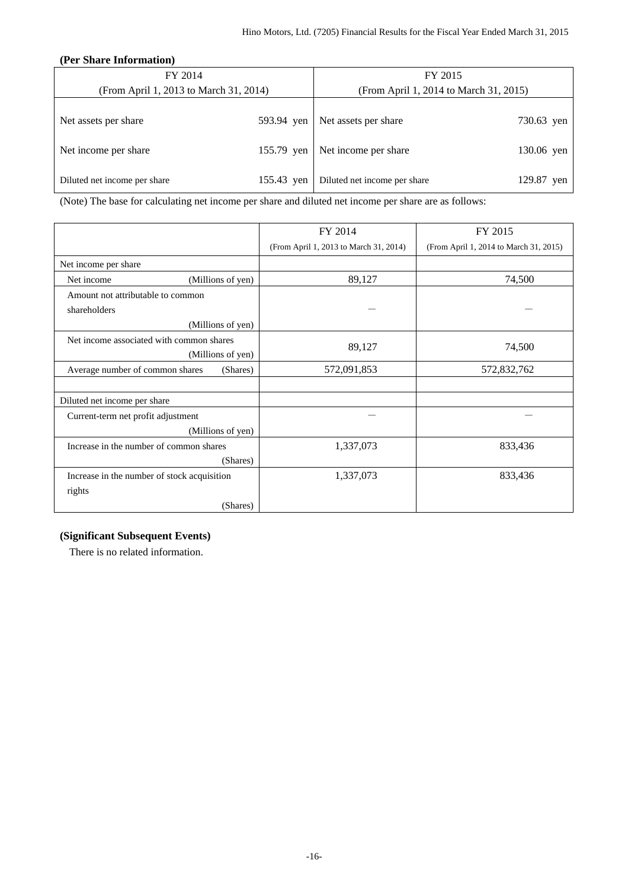**(Per Share Information)**

| FY 2014<br>(From April 1, 2013 to March 31, 2014) | | FY 2015<br>(From April 1, 2014 to March 31, 2015) | |
|---|---|---|---|
| Net assets per share | 593.94 yen | Net assets per share | 730.63 yen |
| Net income per share | 155.79 yen | Net income per share | 130.06 yen |
| Diluted net income per share | 155.43 yen | Diluted net income per share | 129.87 yen |

(Note) The base for calculating net income per share and diluted net income per share are as follows:

| | FY 2014<br>(From April 1, 2013 to March 31, 2014) | FY 2015<br>(From April 1, 2014 to March 31, 2015) |
|---|---|---|
| Net income per share | | |
| Net income (Millions of yen) | 89,127 | 74,500 |
| Amount not attributable to common shareholders (Millions of yen) | — | — |
| Net income associated with common shares (Millions of yen) | 89,127 | 74,500 |
| Average number of common shares (Shares) | 572,091,853 | 572,832,762 |
| | | |
| Diluted net income per share | | |
| Current-term net profit adjustment (Millions of yen) | — | — |
| Increase in the number of common shares (Shares) | 1,337,073 | 833,436 |
| Increase in the number of stock acquisition rights (Shares) | 1,337,073 | 833,436 |

**(Significant Subsequent Events)**

There is no related information.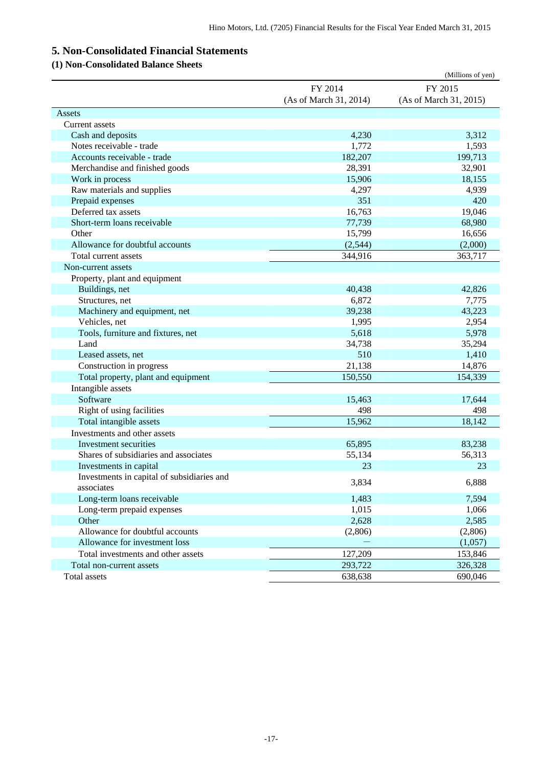## 5. Non-Consolidated Financial Statements

### (1) Non-Consolidated Balance Sheets

(Millions of yen)

| | FY 2014 (As of March 31, 2014) | FY 2015 (As of March 31, 2015) |
|---|---|---|
| Assets | | |
| Current assets | | |
| Cash and deposits | 4,230 | 3,312 |
| Notes receivable - trade | 1,772 | 1,593 |
| Accounts receivable - trade | 182,207 | 199,713 |
| Merchandise and finished goods | 28,391 | 32,901 |
| Work in process | 15,906 | 18,155 |
| Raw materials and supplies | 4,297 | 4,939 |
| Prepaid expenses | 351 | 420 |
| Deferred tax assets | 16,763 | 19,046 |
| Short-term loans receivable | 77,739 | 68,980 |
| Other | 15,799 | 16,656 |
| Allowance for doubtful accounts | (2,544) | (2,000) |
| Total current assets | 344,916 | 363,717 |
| Non-current assets | | |
| Property, plant and equipment | | |
| Buildings, net | 40,438 | 42,826 |
| Structures, net | 6,872 | 7,775 |
| Machinery and equipment, net | 39,238 | 43,223 |
| Vehicles, net | 1,995 | 2,954 |
| Tools, furniture and fixtures, net | 5,618 | 5,978 |
| Land | 34,738 | 35,294 |
| Leased assets, net | 510 | 1,410 |
| Construction in progress | 21,138 | 14,876 |
| Total property, plant and equipment | 150,550 | 154,339 |
| Intangible assets | | |
| Software | 15,463 | 17,644 |
| Right of using facilities | 498 | 498 |
| Total intangible assets | 15,962 | 18,142 |
| Investments and other assets | | |
| Investment securities | 65,895 | 83,238 |
| Shares of subsidiaries and associates | 55,134 | 56,313 |
| Investments in capital | 23 | 23 |
| Investments in capital of subsidiaries and associates | 3,834 | 6,888 |
| Long-term loans receivable | 1,483 | 7,594 |
| Long-term prepaid expenses | 1,015 | 1,066 |
| Other | 2,628 | 2,585 |
| Allowance for doubtful accounts | (2,806) | (2,806) |
| Allowance for investment loss | — | (1,057) |
| Total investments and other assets | 127,209 | 153,846 |
| Total non-current assets | 293,722 | 326,328 |
| Total assets | 638,638 | 690,046 |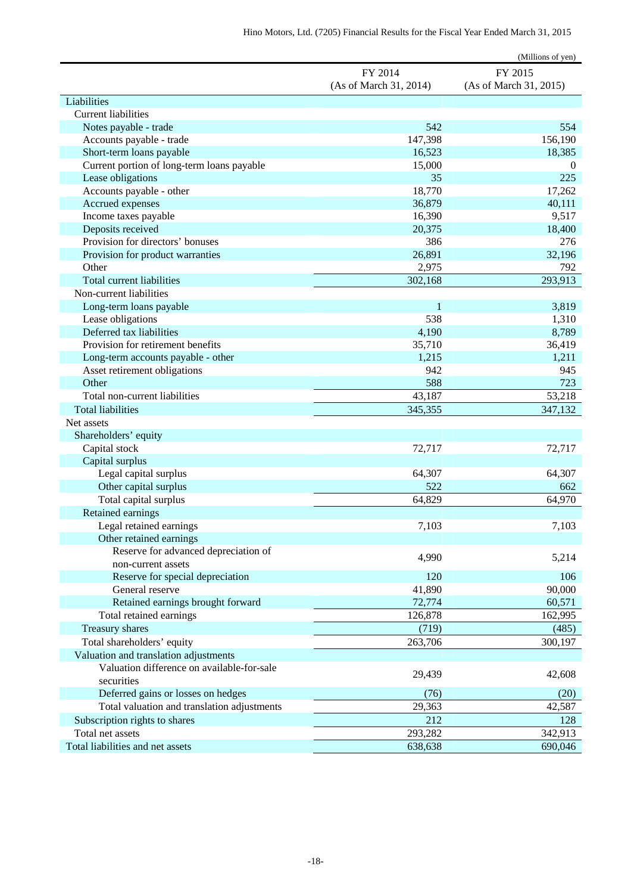(Millions of yen)

| | FY 2014 (As of March 31, 2014) | FY 2015 (As of March 31, 2015) |
|---|---|---|
| Liabilities | | |
| Current liabilities | | |
| Notes payable - trade | 542 | 554 |
| Accounts payable - trade | 147,398 | 156,190 |
| Short-term loans payable | 16,523 | 18,385 |
| Current portion of long-term loans payable | 15,000 | 0 |
| Lease obligations | 35 | 225 |
| Accounts payable - other | 18,770 | 17,262 |
| Accrued expenses | 36,879 | 40,111 |
| Income taxes payable | 16,390 | 9,517 |
| Deposits received | 20,375 | 18,400 |
| Provision for directors' bonuses | 386 | 276 |
| Provision for product warranties | 26,891 | 32,196 |
| Other | 2,975 | 792 |
| Total current liabilities | 302,168 | 293,913 |
| Non-current liabilities | | |
| Long-term loans payable | 1 | 3,819 |
| Lease obligations | 538 | 1,310 |
| Deferred tax liabilities | 4,190 | 8,789 |
| Provision for retirement benefits | 35,710 | 36,419 |
| Long-term accounts payable - other | 1,215 | 1,211 |
| Asset retirement obligations | 942 | 945 |
| Other | 588 | 723 |
| Total non-current liabilities | 43,187 | 53,218 |
| Total liabilities | 345,355 | 347,132 |
| Net assets | | |
| Shareholders' equity | | |
| Capital stock | 72,717 | 72,717 |
| Capital surplus | | |
| Legal capital surplus | 64,307 | 64,307 |
| Other capital surplus | 522 | 662 |
| Total capital surplus | 64,829 | 64,970 |
| Retained earnings | | |
| Legal retained earnings | 7,103 | 7,103 |
| Other retained earnings | | |
| Reserve for advanced depreciation of non-current assets | 4,990 | 5,214 |
| Reserve for special depreciation | 120 | 106 |
| General reserve | 41,890 | 90,000 |
| Retained earnings brought forward | 72,774 | 60,571 |
| Total retained earnings | 126,878 | 162,995 |
| Treasury shares | (719) | (485) |
| Total shareholders' equity | 263,706 | 300,197 |
| Valuation and translation adjustments | | |
| Valuation difference on available-for-sale securities | 29,439 | 42,608 |
| Deferred gains or losses on hedges | (76) | (20) |
| Total valuation and translation adjustments | 29,363 | 42,587 |
| Subscription rights to shares | 212 | 128 |
| Total net assets | 293,282 | 342,913 |
| Total liabilities and net assets | 638,638 | 690,046 |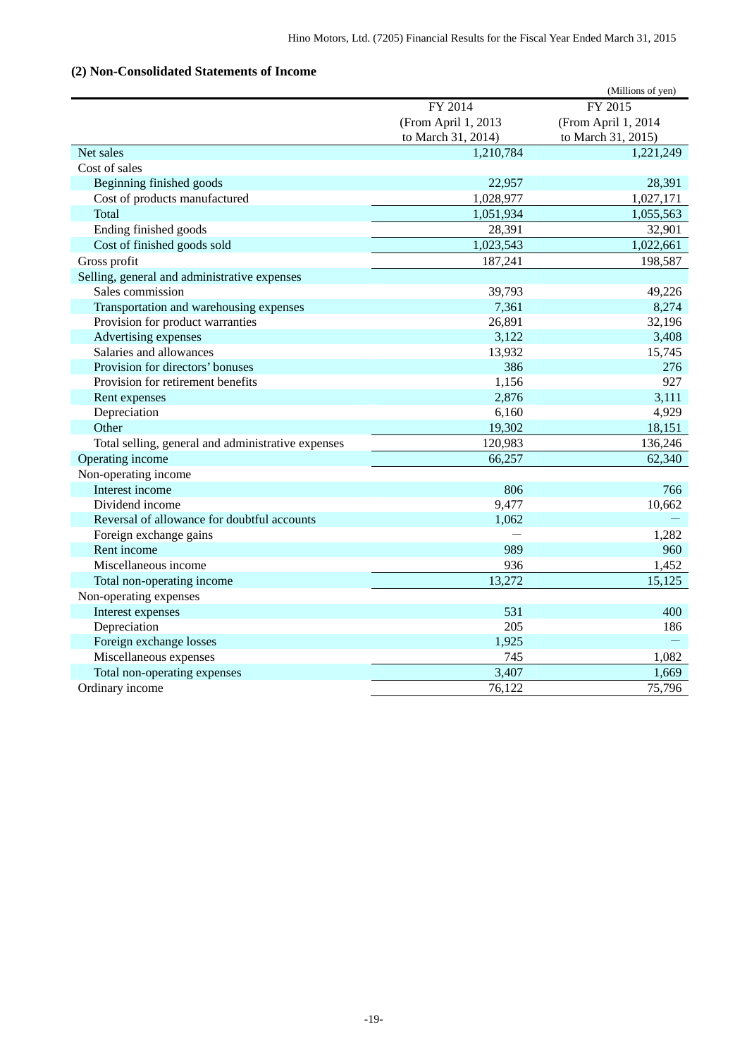## (2) Non-Consolidated Statements of Income

(Millions of yen)

| | FY 2014 (From April 1, 2013 to March 31, 2014) | FY 2015 (From April 1, 2014 to March 31, 2015) |
|---|---|---|
| Net sales | 1,210,784 | 1,221,249 |
| Cost of sales | | |
| Beginning finished goods | 22,957 | 28,391 |
| Cost of products manufactured | 1,028,977 | 1,027,171 |
| Total | 1,051,934 | 1,055,563 |
| Ending finished goods | 28,391 | 32,901 |
| Cost of finished goods sold | 1,023,543 | 1,022,661 |
| Gross profit | 187,241 | 198,587 |
| Selling, general and administrative expenses | | |
| Sales commission | 39,793 | 49,226 |
| Transportation and warehousing expenses | 7,361 | 8,274 |
| Provision for product warranties | 26,891 | 32,196 |
| Advertising expenses | 3,122 | 3,408 |
| Salaries and allowances | 13,932 | 15,745 |
| Provision for directors' bonuses | 386 | 276 |
| Provision for retirement benefits | 1,156 | 927 |
| Rent expenses | 2,876 | 3,111 |
| Depreciation | 6,160 | 4,929 |
| Other | 19,302 | 18,151 |
| Total selling, general and administrative expenses | 120,983 | 136,246 |
| Operating income | 66,257 | 62,340 |
| Non-operating income | | |
| Interest income | 806 | 766 |
| Dividend income | 9,477 | 10,662 |
| Reversal of allowance for doubtful accounts | 1,062 | — |
| Foreign exchange gains | — | 1,282 |
| Rent income | 989 | 960 |
| Miscellaneous income | 936 | 1,452 |
| Total non-operating income | 13,272 | 15,125 |
| Non-operating expenses | | |
| Interest expenses | 531 | 400 |
| Depreciation | 205 | 186 |
| Foreign exchange losses | 1,925 | — |
| Miscellaneous expenses | 745 | 1,082 |
| Total non-operating expenses | 3,407 | 1,669 |
| Ordinary income | 76,122 | 75,796 |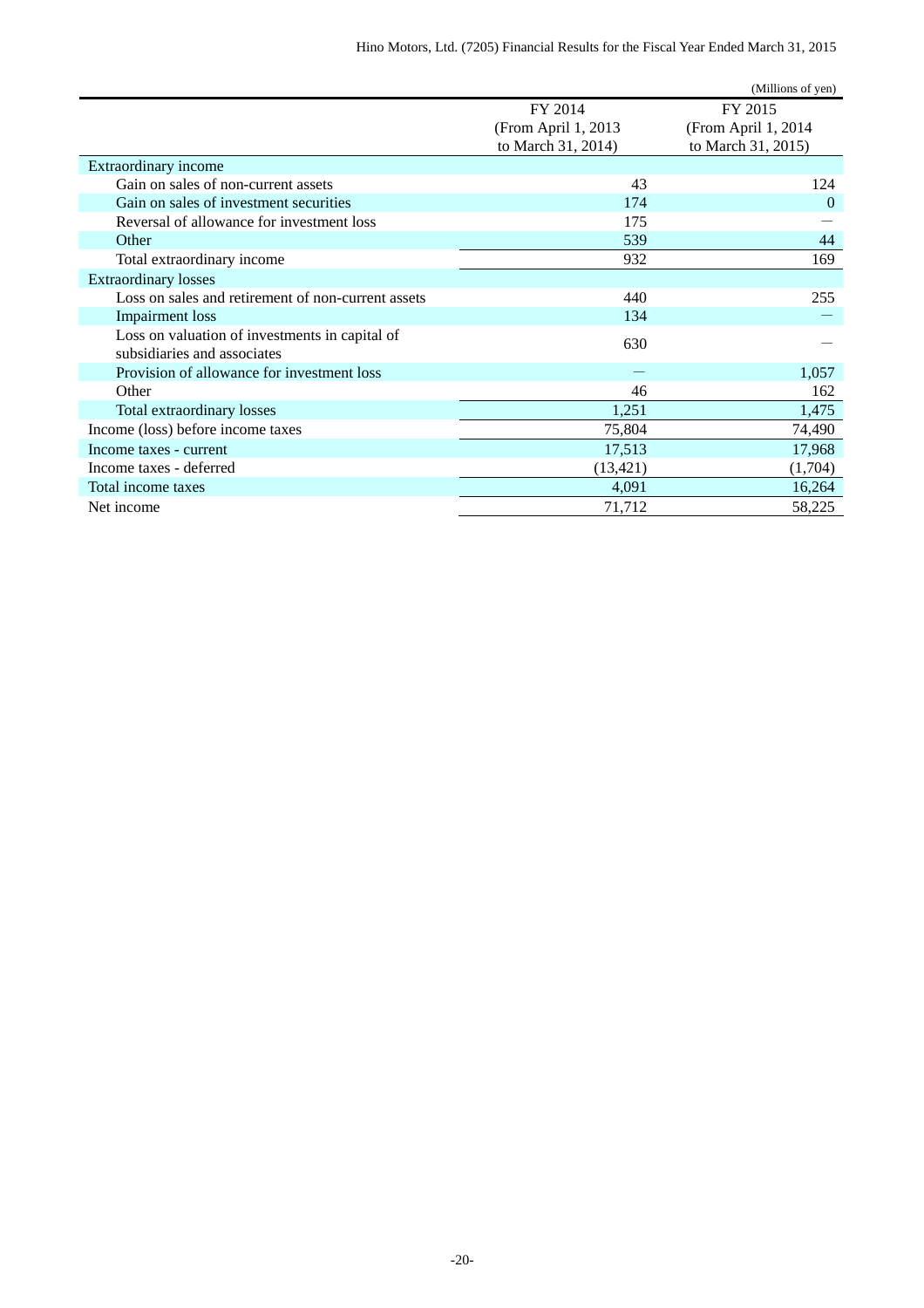(Millions of yen)

| | FY 2014 (From April 1, 2013 to March 31, 2014) | FY 2015 (From April 1, 2014 to March 31, 2015) |
|---|---|---|
| Extraordinary income | | |
| Gain on sales of non-current assets | 43 | 124 |
| Gain on sales of investment securities | 174 | 0 |
| Reversal of allowance for investment loss | 175 | ― |
| Other | 539 | 44 |
| Total extraordinary income | 932 | 169 |
| Extraordinary losses | | |
| Loss on sales and retirement of non-current assets | 440 | 255 |
| Impairment loss | 134 | ― |
| Loss on valuation of investments in capital of subsidiaries and associates | 630 | ― |
| Provision of allowance for investment loss | ― | 1,057 |
| Other | 46 | 162 |
| Total extraordinary losses | 1,251 | 1,475 |
| Income (loss) before income taxes | 75,804 | 74,490 |
| Income taxes - current | 17,513 | 17,968 |
| Income taxes - deferred | (13,421) | (1,704) |
| Total income taxes | 4,091 | 16,264 |
| Net income | 71,712 | 58,225 |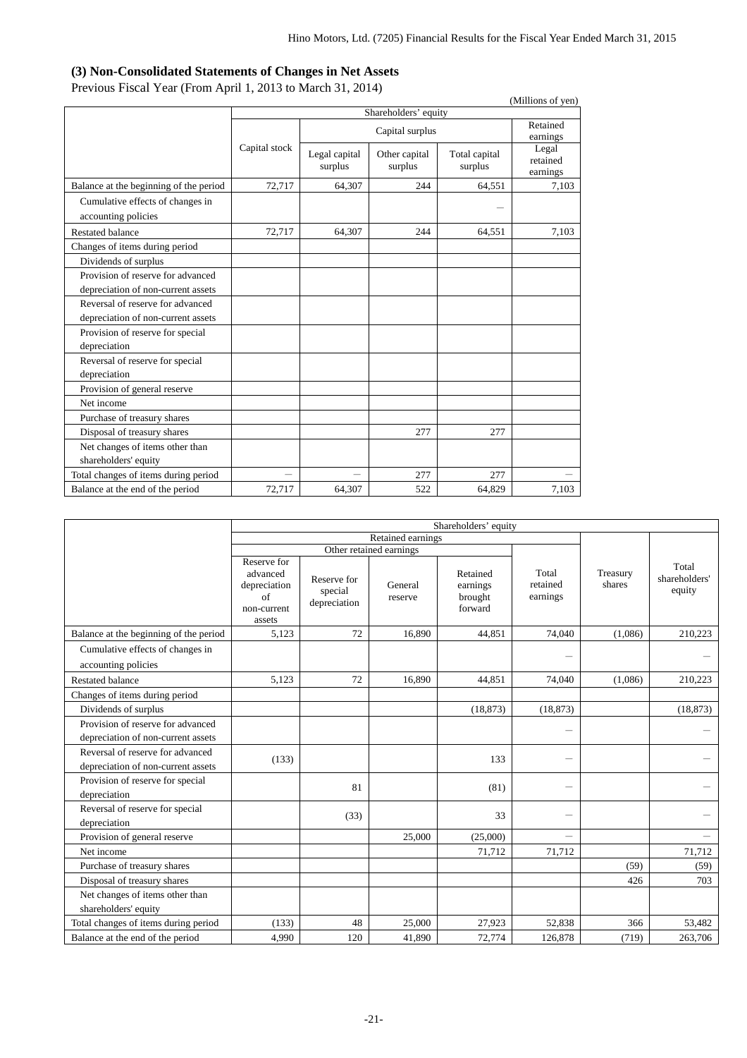### (3) Non-Consolidated Statements of Changes in Net Assets

Previous Fiscal Year (From April 1, 2013 to March 31, 2014)

(Millions of yen)

| | Shareholders' equity | | | | |
|---|---|---|---|---|---|
| | Capital stock | Capital surplus | | | Retained earnings |
| | | Legal capital surplus | Other capital surplus | Total capital surplus | Legal retained earnings |
| Balance at the beginning of the period | 72,717 | 64,307 | 244 | 64,551 | 7,103 |
| Cumulative effects of changes in accounting policies | | | | — | |
| Restated balance | 72,717 | 64,307 | 244 | 64,551 | 7,103 |
| Changes of items during period | | | | | |
| Dividends of surplus | | | | | |
| Provision of reserve for advanced depreciation of non-current assets | | | | | |
| Reversal of reserve for advanced depreciation of non-current assets | | | | | |
| Provision of reserve for special depreciation | | | | | |
| Reversal of reserve for special depreciation | | | | | |
| Provision of general reserve | | | | | |
| Net income | | | | | |
| Purchase of treasury shares | | | | | |
| Disposal of treasury shares | | | 277 | 277 | |
| Net changes of items other than shareholders' equity | | | | | |
| Total changes of items during period | — | — | 277 | 277 | — |
| Balance at the end of the period | 72,717 | 64,307 | 522 | 64,829 | 7,103 |

| | Shareholders' equity | | | | | | |
|---|---|---|---|---|---|---|---|
| | Retained earnings | | | | | | |
| | Other retained earnings | | | | | | |
| | Reserve for advanced depreciation of non-current assets | Reserve for special depreciation | General reserve | Retained earnings brought forward | Total retained earnings | Treasury shares | Total shareholders' equity |
| Balance at the beginning of the period | 5,123 | 72 | 16,890 | 44,851 | 74,040 | (1,086) | 210,223 |
| Cumulative effects of changes in accounting policies | | | | | — | | — |
| Restated balance | 5,123 | 72 | 16,890 | 44,851 | 74,040 | (1,086) | 210,223 |
| Changes of items during period | | | | | | | |
| Dividends of surplus | | | | (18,873) | (18,873) | | (18,873) |
| Provision of reserve for advanced depreciation of non-current assets | | | | | — | | — |
| Reversal of reserve for advanced depreciation of non-current assets | (133) | | | 133 | — | | — |
| Provision of reserve for special depreciation | | 81 | | (81) | — | | — |
| Reversal of reserve for special depreciation | | (33) | | 33 | — | | — |
| Provision of general reserve | | | 25,000 | (25,000) | — | | — |
| Net income | | | | 71,712 | 71,712 | | 71,712 |
| Purchase of treasury shares | | | | | | (59) | (59) |
| Disposal of treasury shares | | | | | | 426 | 703 |
| Net changes of items other than shareholders' equity | | | | | | | |
| Total changes of items during period | (133) | 48 | 25,000 | 27,923 | 52,838 | 366 | 53,482 |
| Balance at the end of the period | 4,990 | 120 | 41,890 | 72,774 | 126,878 | (719) | 263,706 |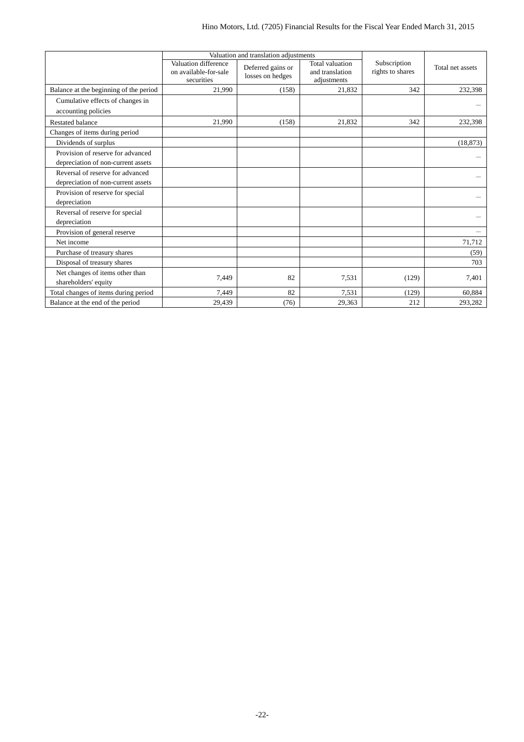| | Valuation and translation adjustments | | | Subscription rights to shares | Total net assets |
|---|---|---|---|---|---|
| | Valuation difference on available-for-sale securities | Deferred gains or losses on hedges | Total valuation and translation adjustments | | |
| Balance at the beginning of the period | 21,990 | (158) | 21,832 | 342 | 232,398 |
| Cumulative effects of changes in accounting policies | | | | | — |
| Restated balance | 21,990 | (158) | 21,832 | 342 | 232,398 |
| Changes of items during period | | | | | |
| Dividends of surplus | | | | | (18,873) |
| Provision of reserve for advanced depreciation of non-current assets | | | | | — |
| Reversal of reserve for advanced depreciation of non-current assets | | | | | — |
| Provision of reserve for special depreciation | | | | | — |
| Reversal of reserve for special depreciation | | | | | — |
| Provision of general reserve | | | | | — |
| Net income | | | | | 71,712 |
| Purchase of treasury shares | | | | | (59) |
| Disposal of treasury shares | | | | | 703 |
| Net changes of items other than shareholders' equity | 7,449 | 82 | 7,531 | (129) | 7,401 |
| Total changes of items during period | 7,449 | 82 | 7,531 | (129) | 60,884 |
| Balance at the end of the period | 29,439 | (76) | 29,363 | 212 | 293,282 |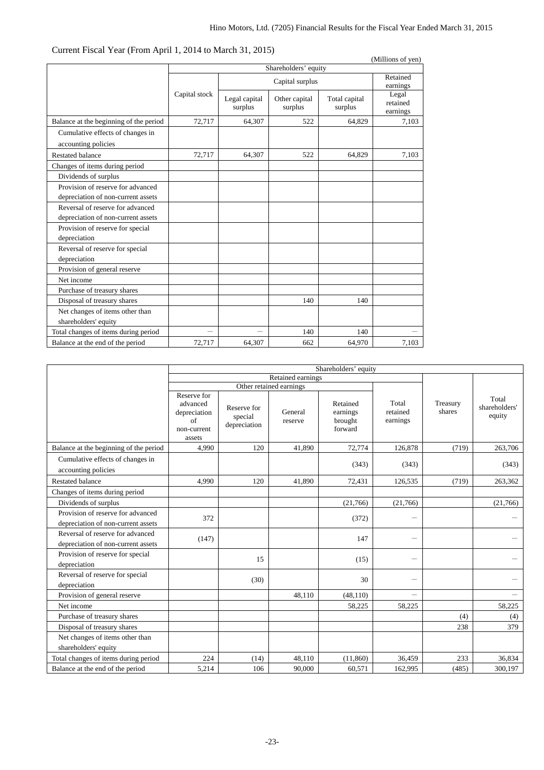Current Fiscal Year (From April 1, 2014 to March 31, 2015)

(Millions of yen)

| | Shareholders' equity | | | | |
|---|---|---|---|---|---|
| | Capital stock | Capital surplus | | | Retained earnings |
| | | Legal capital surplus | Other capital surplus | Total capital surplus | Legal retained earnings |
| Balance at the beginning of the period | 72,717 | 64,307 | 522 | 64,829 | 7,103 |
| Cumulative effects of changes in accounting policies | | | | | |
| Restated balance | 72,717 | 64,307 | 522 | 64,829 | 7,103 |
| Changes of items during period | | | | | |
| Dividends of surplus | | | | | |
| Provision of reserve for advanced depreciation of non-current assets | | | | | |
| Reversal of reserve for advanced depreciation of non-current assets | | | | | |
| Provision of reserve for special depreciation | | | | | |
| Reversal of reserve for special depreciation | | | | | |
| Provision of general reserve | | | | | |
| Net income | | | | | |
| Purchase of treasury shares | | | | | |
| Disposal of treasury shares | | | 140 | 140 | |
| Net changes of items other than shareholders' equity | | | | | |
| Total changes of items during period | — | — | 140 | 140 | — |
| Balance at the end of the period | 72,717 | 64,307 | 662 | 64,970 | 7,103 |

| | Shareholders' equity | | | | | | |
|---|---|---|---|---|---|---|---|
| | Retained earnings | | | | | Treasury shares | Total shareholders' equity |
| | Other retained earnings | | | | Total retained earnings | | |
| | Reserve for advanced depreciation of non-current assets | Reserve for special depreciation | General reserve | Retained earnings brought forward | | | |
| Balance at the beginning of the period | 4,990 | 120 | 41,890 | 72,774 | 126,878 | (719) | 263,706 |
| Cumulative effects of changes in accounting policies | | | | (343) | (343) | | (343) |
| Restated balance | 4,990 | 120 | 41,890 | 72,431 | 126,535 | (719) | 263,362 |
| Changes of items during period | | | | | | | |
| Dividends of surplus | | | | (21,766) | (21,766) | | (21,766) |
| Provision of reserve for advanced depreciation of non-current assets | 372 | | | (372) | — | | — |
| Reversal of reserve for advanced depreciation of non-current assets | (147) | | | 147 | — | | — |
| Provision of reserve for special depreciation | | 15 | | (15) | — | | — |
| Reversal of reserve for special depreciation | | (30) | | 30 | — | | — |
| Provision of general reserve | | | 48,110 | (48,110) | — | | — |
| Net income | | | | 58,225 | 58,225 | | 58,225 |
| Purchase of treasury shares | | | | | | (4) | (4) |
| Disposal of treasury shares | | | | | | 238 | 379 |
| Net changes of items other than shareholders' equity | | | | | | | |
| Total changes of items during period | 224 | (14) | 48,110 | (11,860) | 36,459 | 233 | 36,834 |
| Balance at the end of the period | 5,214 | 106 | 90,000 | 60,571 | 162,995 | (485) | 300,197 |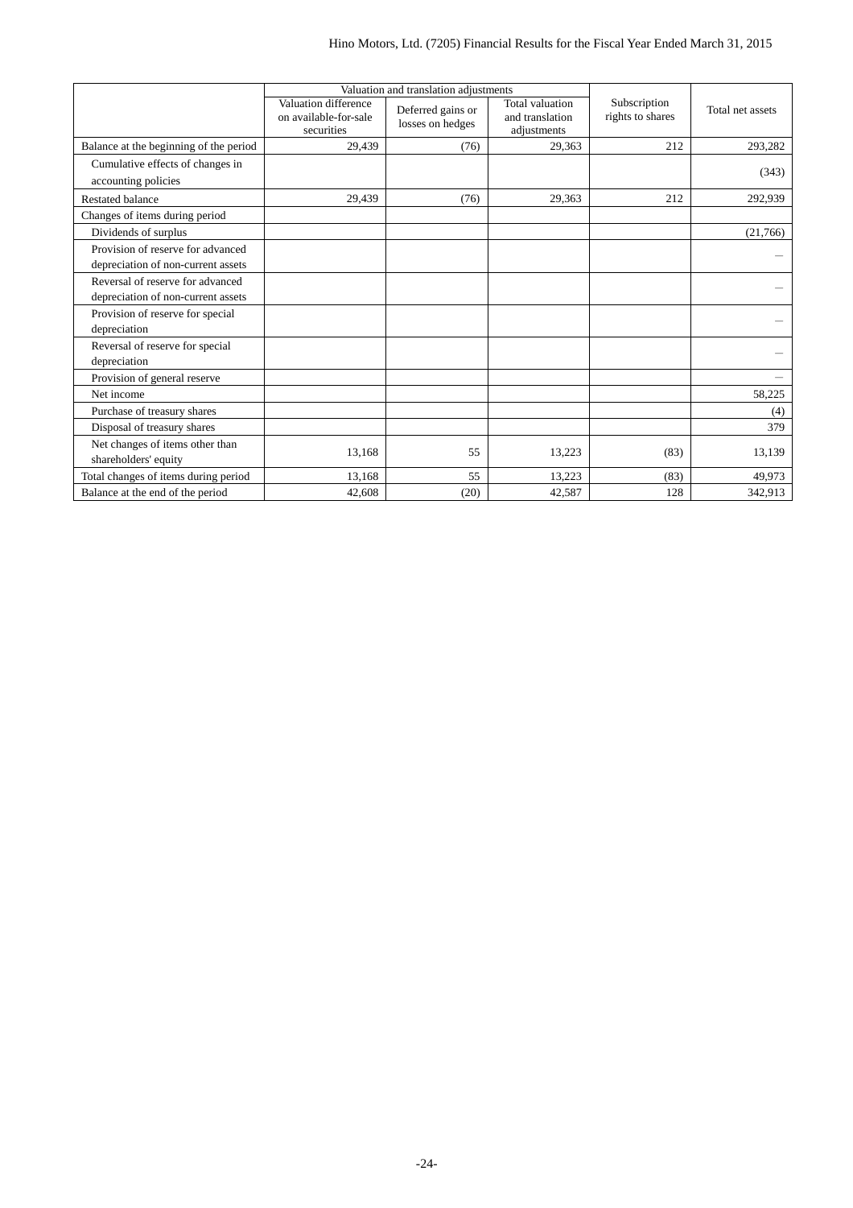| | Valuation and translation adjustments | | | Subscription rights to shares | Total net assets |
|---|---|---|---|---|---|
| | Valuation difference on available-for-sale securities | Deferred gains or losses on hedges | Total valuation and translation adjustments | | |
| Balance at the beginning of the period | 29,439 | (76) | 29,363 | 212 | 293,282 |
| Cumulative effects of changes in accounting policies | | | | | (343) |
| Restated balance | 29,439 | (76) | 29,363 | 212 | 292,939 |
| Changes of items during period | | | | | |
| Dividends of surplus | | | | | (21,766) |
| Provision of reserve for advanced depreciation of non-current assets | | | | | — |
| Reversal of reserve for advanced depreciation of non-current assets | | | | | — |
| Provision of reserve for special depreciation | | | | | — |
| Reversal of reserve for special depreciation | | | | | — |
| Provision of general reserve | | | | | — |
| Net income | | | | | 58,225 |
| Purchase of treasury shares | | | | | (4) |
| Disposal of treasury shares | | | | | 379 |
| Net changes of items other than shareholders' equity | 13,168 | 55 | 13,223 | (83) | 13,139 |
| Total changes of items during period | 13,168 | 55 | 13,223 | (83) | 49,973 |
| Balance at the end of the period | 42,608 | (20) | 42,587 | 128 | 342,913 |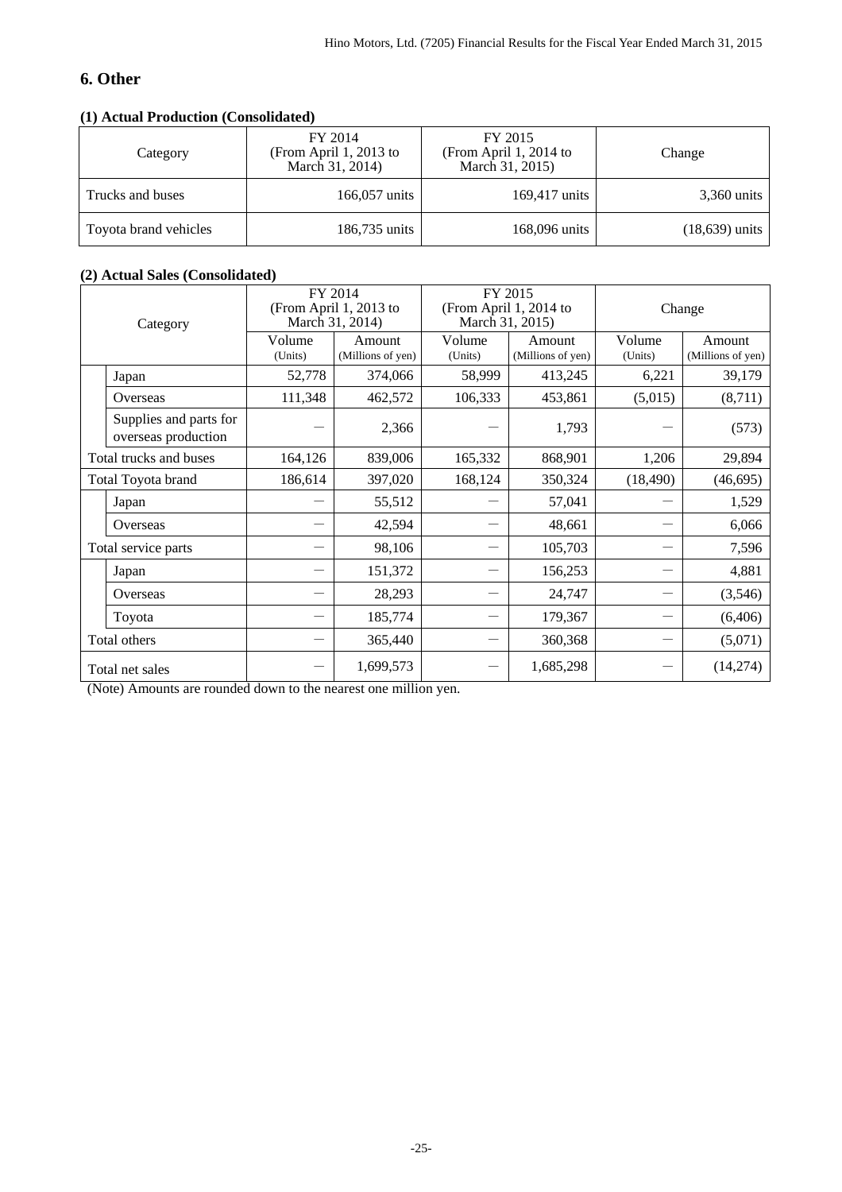## 6. Other

### (1) Actual Production (Consolidated)

| Category | FY 2014 (From April 1, 2013 to March 31, 2014) | FY 2015 (From April 1, 2014 to March 31, 2015) | Change |
|---|---|---|---|
| Trucks and buses | 166,057 units | 169,417 units | 3,360 units |
| Toyota brand vehicles | 186,735 units | 168,096 units | (18,639) units |

### (2) Actual Sales (Consolidated)

| Category | | FY 2014 (From April 1, 2013 to March 31, 2014) | | FY 2015 (From April 1, 2014 to March 31, 2015) | | Change | |
|---|---|---|---|---|---|---|---|
| | | Volume (Units) | Amount (Millions of yen) | Volume (Units) | Amount (Millions of yen) | Volume (Units) | Amount (Millions of yen) |
| | Japan | 52,778 | 374,066 | 58,999 | 413,245 | 6,221 | 39,179 |
| | Overseas | 111,348 | 462,572 | 106,333 | 453,861 | (5,015) | (8,711) |
| | Supplies and parts for overseas production | — | 2,366 | — | 1,793 | — | (573) |
| Total trucks and buses | | 164,126 | 839,006 | 165,332 | 868,901 | 1,206 | 29,894 |
| Total Toyota brand | | 186,614 | 397,020 | 168,124 | 350,324 | (18,490) | (46,695) |
| | Japan | — | 55,512 | — | 57,041 | — | 1,529 |
| | Overseas | — | 42,594 | — | 48,661 | — | 6,066 |
| Total service parts | | — | 98,106 | — | 105,703 | — | 7,596 |
| | Japan | — | 151,372 | — | 156,253 | — | 4,881 |
| | Overseas | — | 28,293 | — | 24,747 | — | (3,546) |
| | Toyota | — | 185,774 | — | 179,367 | — | (6,406) |
| Total others | | — | 365,440 | — | 360,368 | — | (5,071) |
| Total net sales | | — | 1,699,573 | — | 1,685,298 | — | (14,274) |

(Note) Amounts are rounded down to the nearest one million yen.